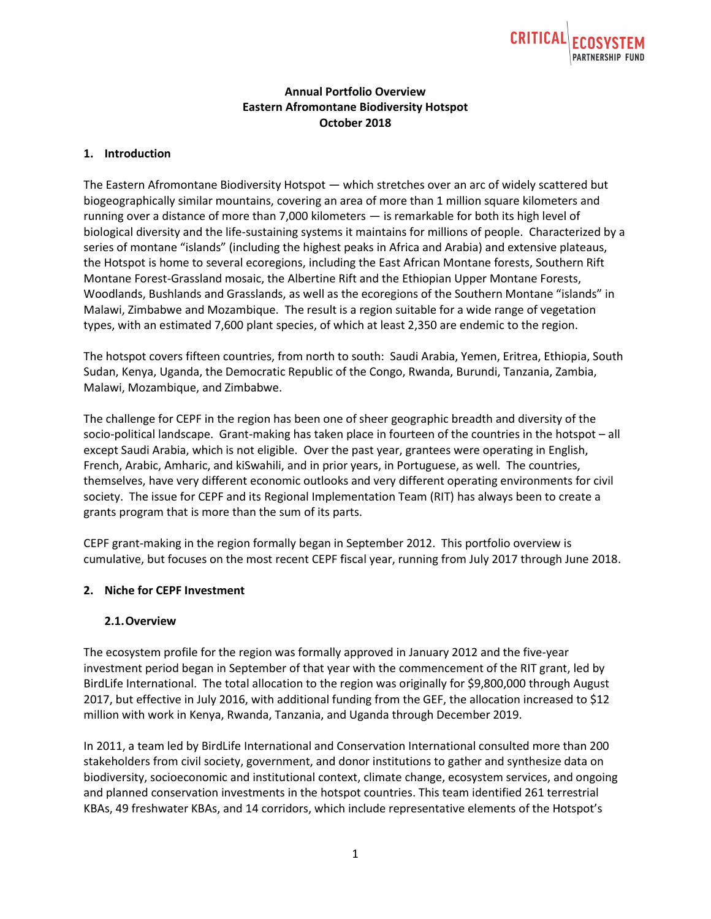**Annual Portfolio Overview**
**Eastern Afromontane Biodiversity Hotspot**
**October 2018**

## 1. Introduction

The Eastern Afromontane Biodiversity Hotspot — which stretches over an arc of widely scattered but biogeographically similar mountains, covering an area of more than 1 million square kilometers and running over a distance of more than 7,000 kilometers — is remarkable for both its high level of biological diversity and the life-sustaining systems it maintains for millions of people. Characterized by a series of montane "islands" (including the highest peaks in Africa and Arabia) and extensive plateaus, the Hotspot is home to several ecoregions, including the East African Montane forests, Southern Rift Montane Forest-Grassland mosaic, the Albertine Rift and the Ethiopian Upper Montane Forests, Woodlands, Bushlands and Grasslands, as well as the ecoregions of the Southern Montane "islands" in Malawi, Zimbabwe and Mozambique. The result is a region suitable for a wide range of vegetation types, with an estimated 7,600 plant species, of which at least 2,350 are endemic to the region.

The hotspot covers fifteen countries, from north to south: Saudi Arabia, Yemen, Eritrea, Ethiopia, South Sudan, Kenya, Uganda, the Democratic Republic of the Congo, Rwanda, Burundi, Tanzania, Zambia, Malawi, Mozambique, and Zimbabwe.

The challenge for CEPF in the region has been one of sheer geographic breadth and diversity of the socio-political landscape. Grant-making has taken place in fourteen of the countries in the hotspot – all except Saudi Arabia, which is not eligible. Over the past year, grantees were operating in English, French, Arabic, Amharic, and kiSwahili, and in prior years, in Portuguese, as well. The countries, themselves, have very different economic outlooks and very different operating environments for civil society. The issue for CEPF and its Regional Implementation Team (RIT) has always been to create a grants program that is more than the sum of its parts.

CEPF grant-making in the region formally began in September 2012. This portfolio overview is cumulative, but focuses on the most recent CEPF fiscal year, running from July 2017 through June 2018.

## 2. Niche for CEPF Investment

### 2.1. Overview

The ecosystem profile for the region was formally approved in January 2012 and the five-year investment period began in September of that year with the commencement of the RIT grant, led by BirdLife International. The total allocation to the region was originally for $9,800,000 through August 2017, but effective in July 2016, with additional funding from the GEF, the allocation increased to $12 million with work in Kenya, Rwanda, Tanzania, and Uganda through December 2019.

In 2011, a team led by BirdLife International and Conservation International consulted more than 200 stakeholders from civil society, government, and donor institutions to gather and synthesize data on biodiversity, socioeconomic and institutional context, climate change, ecosystem services, and ongoing and planned conservation investments in the hotspot countries. This team identified 261 terrestrial KBAs, 49 freshwater KBAs, and 14 corridors, which include representative elements of the Hotspot's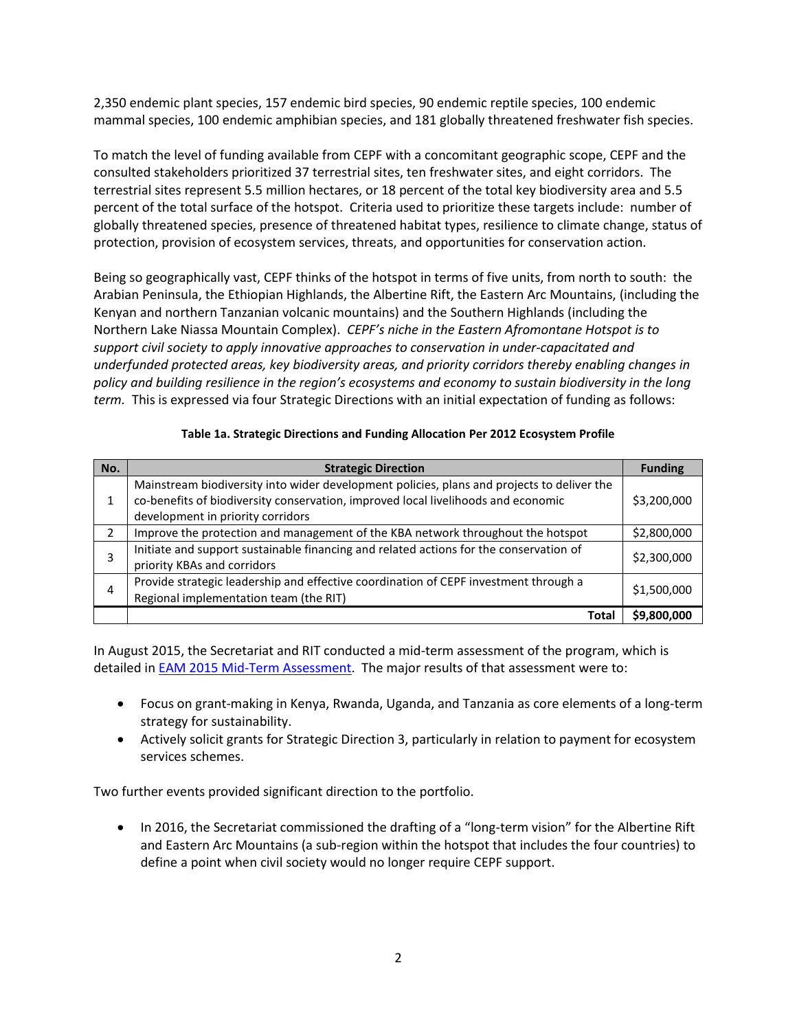2,350 endemic plant species, 157 endemic bird species, 90 endemic reptile species, 100 endemic mammal species, 100 endemic amphibian species, and 181 globally threatened freshwater fish species.

To match the level of funding available from CEPF with a concomitant geographic scope, CEPF and the consulted stakeholders prioritized 37 terrestrial sites, ten freshwater sites, and eight corridors. The terrestrial sites represent 5.5 million hectares, or 18 percent of the total key biodiversity area and 5.5 percent of the total surface of the hotspot. Criteria used to prioritize these targets include: number of globally threatened species, presence of threatened habitat types, resilience to climate change, status of protection, provision of ecosystem services, threats, and opportunities for conservation action.

Being so geographically vast, CEPF thinks of the hotspot in terms of five units, from north to south: the Arabian Peninsula, the Ethiopian Highlands, the Albertine Rift, the Eastern Arc Mountains, (including the Kenyan and northern Tanzanian volcanic mountains) and the Southern Highlands (including the Northern Lake Niassa Mountain Complex). *CEPF's niche in the Eastern Afromontane Hotspot is to support civil society to apply innovative approaches to conservation in under-capacitated and underfunded protected areas, key biodiversity areas, and priority corridors thereby enabling changes in policy and building resilience in the region's ecosystems and economy to sustain biodiversity in the long term.* This is expressed via four Strategic Directions with an initial expectation of funding as follows:

**Table 1a. Strategic Directions and Funding Allocation Per 2012 Ecosystem Profile**

| No. | Strategic Direction | Funding |
|---|---|---|
| 1 | Mainstream biodiversity into wider development policies, plans and projects to deliver the co-benefits of biodiversity conservation, improved local livelihoods and economic development in priority corridors | $3,200,000 |
| 2 | Improve the protection and management of the KBA network throughout the hotspot | $2,800,000 |
| 3 | Initiate and support sustainable financing and related actions for the conservation of priority KBAs and corridors | $2,300,000 |
| 4 | Provide strategic leadership and effective coordination of CEPF investment through a Regional implementation team (the RIT) | $1,500,000 |
| | **Total** | **$9,800,000** |

In August 2015, the Secretariat and RIT conducted a mid-term assessment of the program, which is detailed in EAM 2015 Mid-Term Assessment. The major results of that assessment were to:

- Focus on grant-making in Kenya, Rwanda, Uganda, and Tanzania as core elements of a long-term strategy for sustainability.
- Actively solicit grants for Strategic Direction 3, particularly in relation to payment for ecosystem services schemes.

Two further events provided significant direction to the portfolio.

- In 2016, the Secretariat commissioned the drafting of a "long-term vision" for the Albertine Rift and Eastern Arc Mountains (a sub-region within the hotspot that includes the four countries) to define a point when civil society would no longer require CEPF support.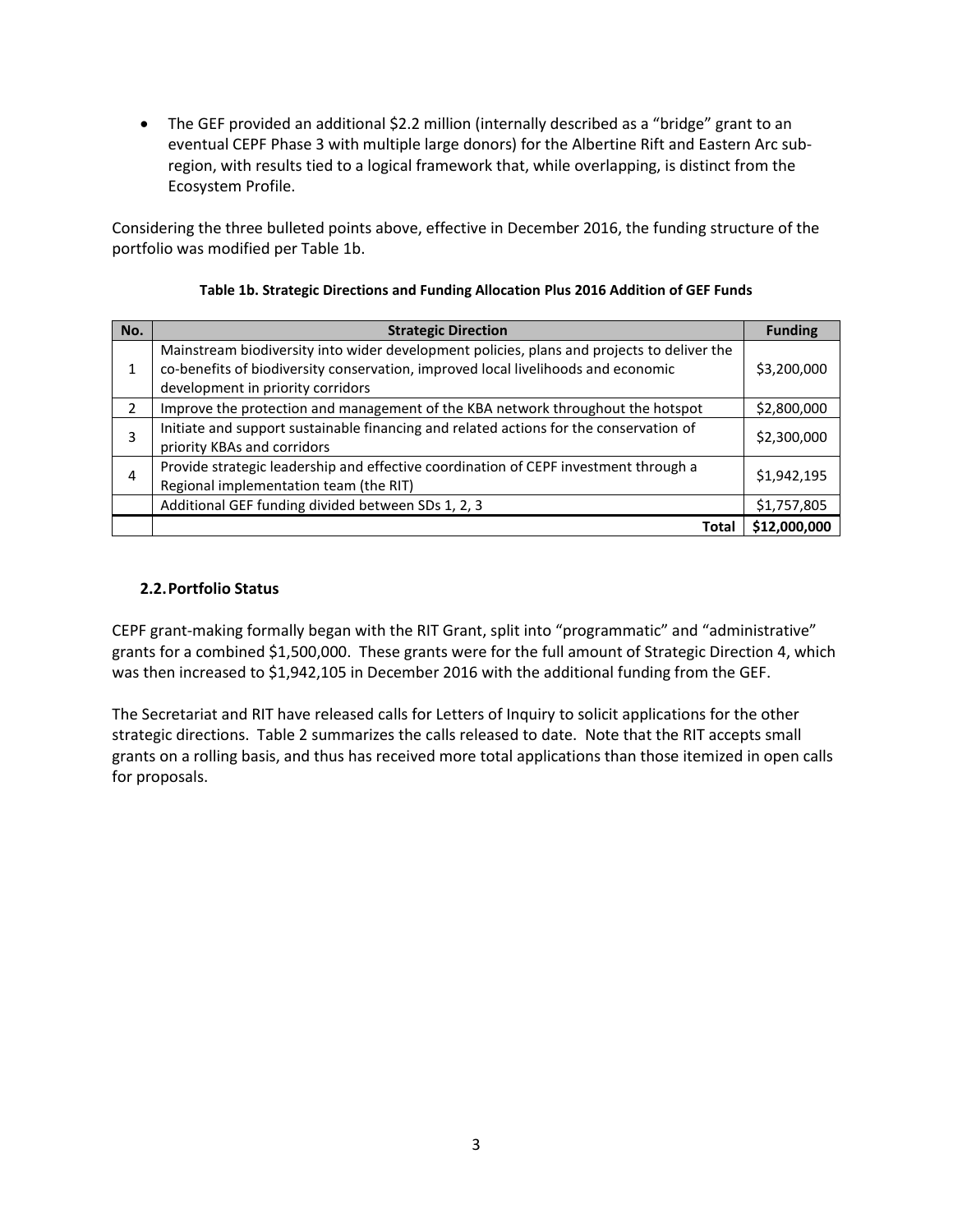- The GEF provided an additional $2.2 million (internally described as a "bridge" grant to an eventual CEPF Phase 3 with multiple large donors) for the Albertine Rift and Eastern Arc sub-region, with results tied to a logical framework that, while overlapping, is distinct from the Ecosystem Profile.

Considering the three bulleted points above, effective in December 2016, the funding structure of the portfolio was modified per Table 1b.

**Table 1b. Strategic Directions and Funding Allocation Plus 2016 Addition of GEF Funds**

| No. | Strategic Direction | Funding |
|---|---|---|
| 1 | Mainstream biodiversity into wider development policies, plans and projects to deliver the co-benefits of biodiversity conservation, improved local livelihoods and economic development in priority corridors | $3,200,000 |
| 2 | Improve the protection and management of the KBA network throughout the hotspot | $2,800,000 |
| 3 | Initiate and support sustainable financing and related actions for the conservation of priority KBAs and corridors | $2,300,000 |
| 4 | Provide strategic leadership and effective coordination of CEPF investment through a Regional implementation team (the RIT) | $1,942,195 |
| | Additional GEF funding divided between SDs 1, 2, 3 | $1,757,805 |
| | **Total** | **$12,000,000** |

## 2.2. Portfolio Status

CEPF grant-making formally began with the RIT Grant, split into "programmatic" and "administrative" grants for a combined $1,500,000. These grants were for the full amount of Strategic Direction 4, which was then increased to $1,942,105 in December 2016 with the additional funding from the GEF.

The Secretariat and RIT have released calls for Letters of Inquiry to solicit applications for the other strategic directions. Table 2 summarizes the calls released to date. Note that the RIT accepts small grants on a rolling basis, and thus has received more total applications than those itemized in open calls for proposals.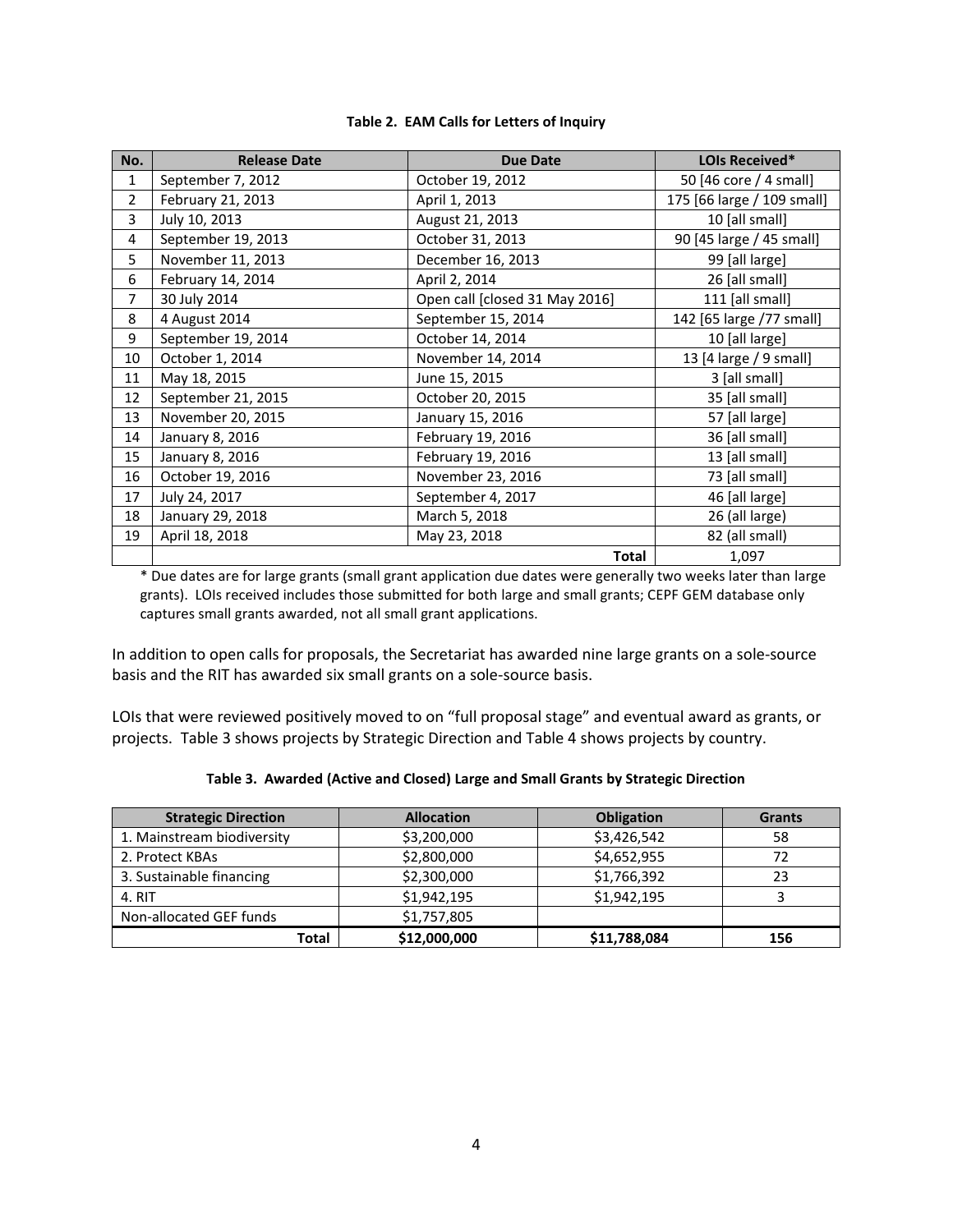**Table 2. EAM Calls for Letters of Inquiry**

| No. | Release Date | Due Date | LOIs Received* |
|---|---|---|---|
| 1 | September 7, 2012 | October 19, 2012 | 50 [46 core / 4 small] |
| 2 | February 21, 2013 | April 1, 2013 | 175 [66 large / 109 small] |
| 3 | July 10, 2013 | August 21, 2013 | 10 [all small] |
| 4 | September 19, 2013 | October 31, 2013 | 90 [45 large / 45 small] |
| 5 | November 11, 2013 | December 16, 2013 | 99 [all large] |
| 6 | February 14, 2014 | April 2, 2014 | 26 [all small] |
| 7 | 30 July 2014 | Open call [closed 31 May 2016] | 111 [all small] |
| 8 | 4 August 2014 | September 15, 2014 | 142 [65 large /77 small] |
| 9 | September 19, 2014 | October 14, 2014 | 10 [all large] |
| 10 | October 1, 2014 | November 14, 2014 | 13 [4 large / 9 small] |
| 11 | May 18, 2015 | June 15, 2015 | 3 [all small] |
| 12 | September 21, 2015 | October 20, 2015 | 35 [all small] |
| 13 | November 20, 2015 | January 15, 2016 | 57 [all large] |
| 14 | January 8, 2016 | February 19, 2016 | 36 [all small] |
| 15 | January 8, 2016 | February 19, 2016 | 13 [all small] |
| 16 | October 19, 2016 | November 23, 2016 | 73 [all small] |
| 17 | July 24, 2017 | September 4, 2017 | 46 [all large] |
| 18 | January 29, 2018 | March 5, 2018 | 26 (all large) |
| 19 | April 18, 2018 | May 23, 2018 | 82 (all small) |
| | | **Total** | 1,097 |

* Due dates are for large grants (small grant application due dates were generally two weeks later than large grants). LOIs received includes those submitted for both large and small grants; CEPF GEM database only captures small grants awarded, not all small grant applications.

In addition to open calls for proposals, the Secretariat has awarded nine large grants on a sole-source basis and the RIT has awarded six small grants on a sole-source basis.

LOIs that were reviewed positively moved to on "full proposal stage" and eventual award as grants, or projects. Table 3 shows projects by Strategic Direction and Table 4 shows projects by country.

**Table 3. Awarded (Active and Closed) Large and Small Grants by Strategic Direction**

| Strategic Direction | Allocation | Obligation | Grants |
|---|---|---|---|
| 1. Mainstream biodiversity | $3,200,000 | $3,426,542 | 58 |
| 2. Protect KBAs | $2,800,000 | $4,652,955 | 72 |
| 3. Sustainable financing | $2,300,000 | $1,766,392 | 23 |
| 4. RIT | $1,942,195 | $1,942,195 | 3 |
| Non-allocated GEF funds | $1,757,805 | | |
| **Total** | **$12,000,000** | **$11,788,084** | **156** |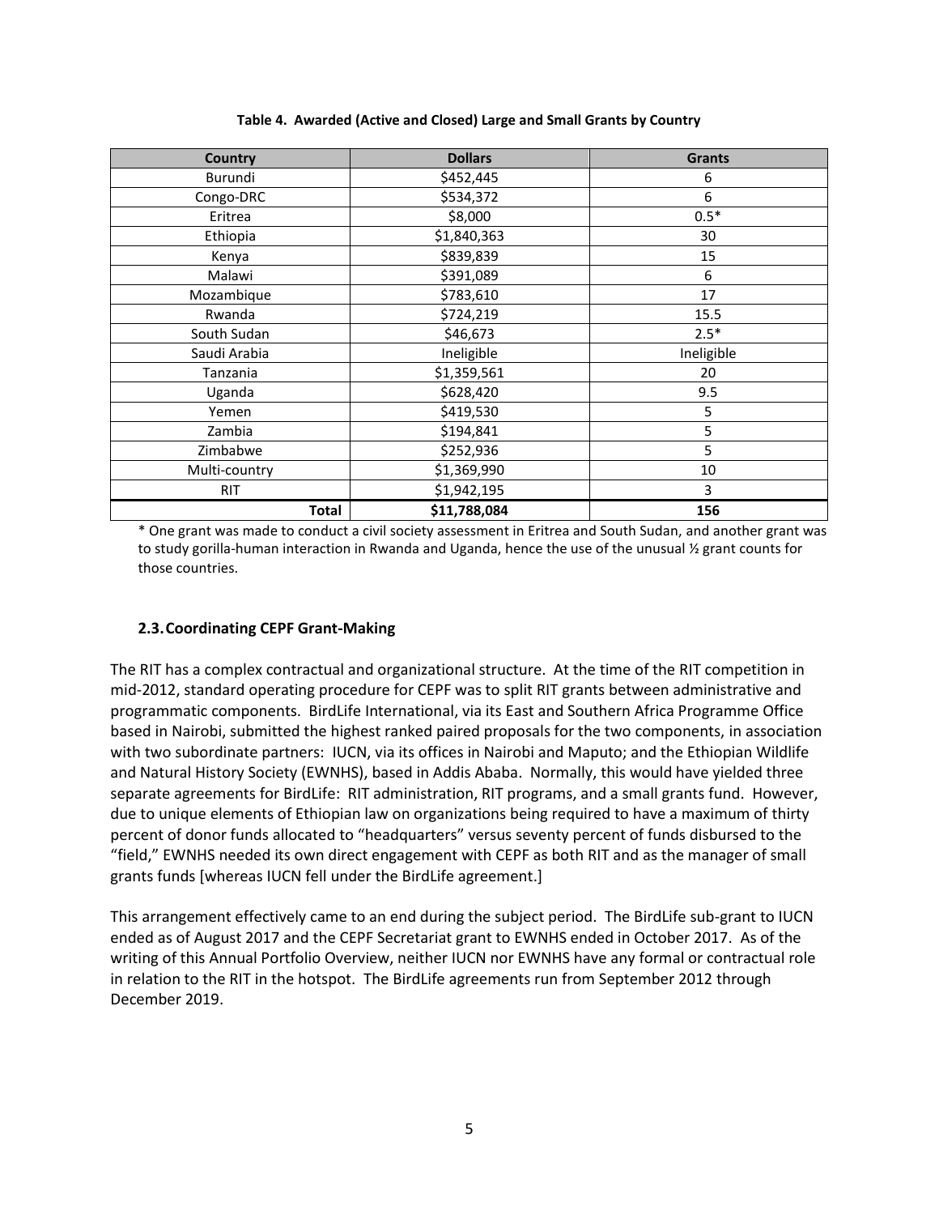**Table 4. Awarded (Active and Closed) Large and Small Grants by Country**

| Country | Dollars | Grants |
| --- | --- | --- |
| Burundi | $452,445 | 6 |
| Congo-DRC | $534,372 | 6 |
| Eritrea | $8,000 | 0.5* |
| Ethiopia | $1,840,363 | 30 |
| Kenya | $839,839 | 15 |
| Malawi | $391,089 | 6 |
| Mozambique | $783,610 | 17 |
| Rwanda | $724,219 | 15.5 |
| South Sudan | $46,673 | 2.5* |
| Saudi Arabia | Ineligible | Ineligible |
| Tanzania | $1,359,561 | 20 |
| Uganda | $628,420 | 9.5 |
| Yemen | $419,530 | 5 |
| Zambia | $194,841 | 5 |
| Zimbabwe | $252,936 | 5 |
| Multi-country | $1,369,990 | 10 |
| RIT | $1,942,195 | 3 |
| **Total** | **$11,788,084** | **156** |

* One grant was made to conduct a civil society assessment in Eritrea and South Sudan, and another grant was to study gorilla-human interaction in Rwanda and Uganda, hence the use of the unusual ½ grant counts for those countries.

### 2.3. Coordinating CEPF Grant-Making

The RIT has a complex contractual and organizational structure. At the time of the RIT competition in mid-2012, standard operating procedure for CEPF was to split RIT grants between administrative and programmatic components. BirdLife International, via its East and Southern Africa Programme Office based in Nairobi, submitted the highest ranked paired proposals for the two components, in association with two subordinate partners: IUCN, via its offices in Nairobi and Maputo; and the Ethiopian Wildlife and Natural History Society (EWNHS), based in Addis Ababa. Normally, this would have yielded three separate agreements for BirdLife: RIT administration, RIT programs, and a small grants fund. However, due to unique elements of Ethiopian law on organizations being required to have a maximum of thirty percent of donor funds allocated to "headquarters" versus seventy percent of funds disbursed to the "field," EWNHS needed its own direct engagement with CEPF as both RIT and as the manager of small grants funds [whereas IUCN fell under the BirdLife agreement.]

This arrangement effectively came to an end during the subject period. The BirdLife sub-grant to IUCN ended as of August 2017 and the CEPF Secretariat grant to EWNHS ended in October 2017. As of the writing of this Annual Portfolio Overview, neither IUCN nor EWNHS have any formal or contractual role in relation to the RIT in the hotspot. The BirdLife agreements run from September 2012 through December 2019.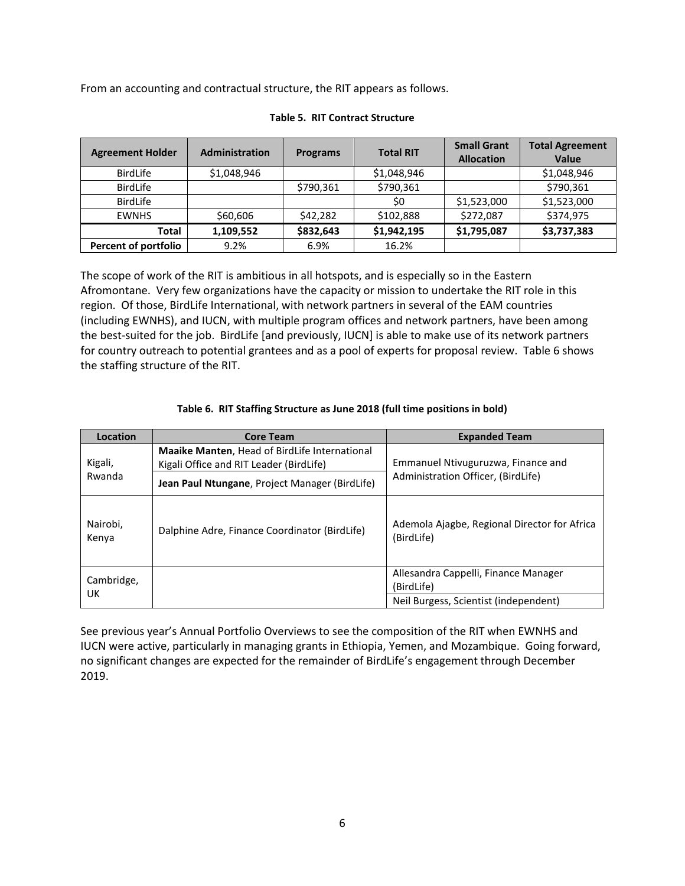From an accounting and contractual structure, the RIT appears as follows.

**Table 5. RIT Contract Structure**

| Agreement Holder | Administration | Programs | Total RIT | Small Grant Allocation | Total Agreement Value |
|---|---|---|---|---|---|
| BirdLife | $1,048,946 | | $1,048,946 | | $1,048,946 |
| BirdLife | | $790,361 | $790,361 | | $790,361 |
| BirdLife | | | $0 | $1,523,000 | $1,523,000 |
| EWNHS | $60,606 | $42,282 | $102,888 | $272,087 | $374,975 |
| **Total** | **1,109,552** | **$832,643** | **$1,942,195** | **$1,795,087** | **$3,737,383** |
| **Percent of portfolio** | 9.2% | 6.9% | 16.2% | | |

The scope of work of the RIT is ambitious in all hotspots, and is especially so in the Eastern Afromontane. Very few organizations have the capacity or mission to undertake the RIT role in this region. Of those, BirdLife International, with network partners in several of the EAM countries (including EWNHS), and IUCN, with multiple program offices and network partners, have been among the best-suited for the job. BirdLife [and previously, IUCN] is able to make use of its network partners for country outreach to potential grantees and as a pool of experts for proposal review. Table 6 shows the staffing structure of the RIT.

**Table 6. RIT Staffing Structure as June 2018 (full time positions in bold)**

| Location | Core Team | Expanded Team |
|---|---|---|
| Kigali, Rwanda | **Maaike Manten**, Head of BirdLife International Kigali Office and RIT Leader (BirdLife) | Emmanuel Ntivuguruzwa, Finance and Administration Officer, (BirdLife) |
| | **Jean Paul Ntungane**, Project Manager (BirdLife) | |
| Nairobi, Kenya | Dalphine Adre, Finance Coordinator (BirdLife) | Ademola Ajagbe, Regional Director for Africa (BirdLife) |
| Cambridge, UK | | Allesandra Cappelli, Finance Manager (BirdLife) |
| | | Neil Burgess, Scientist (independent) |

See previous year's Annual Portfolio Overviews to see the composition of the RIT when EWNHS and IUCN were active, particularly in managing grants in Ethiopia, Yemen, and Mozambique. Going forward, no significant changes are expected for the remainder of BirdLife's engagement through December 2019.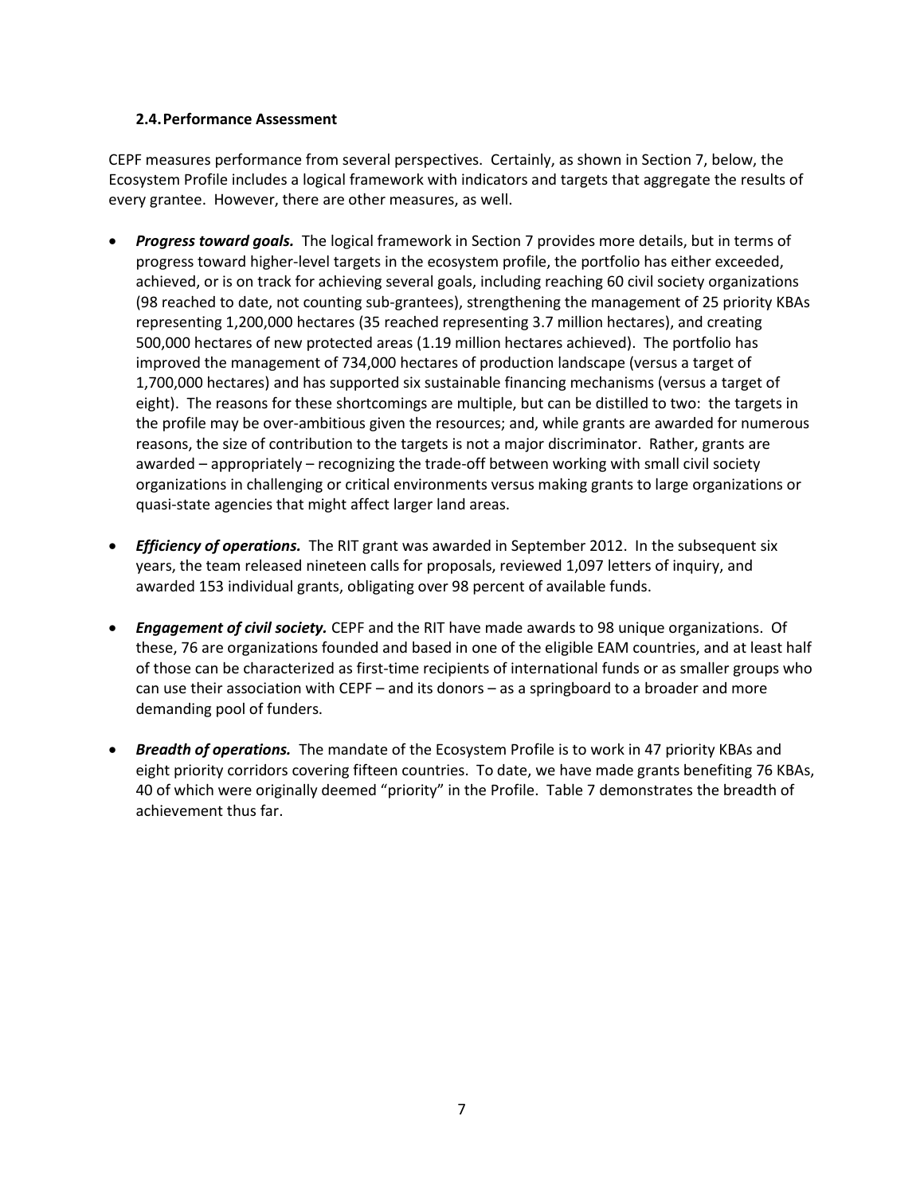### 2.4. Performance Assessment

CEPF measures performance from several perspectives. Certainly, as shown in Section 7, below, the Ecosystem Profile includes a logical framework with indicators and targets that aggregate the results of every grantee. However, there are other measures, as well.

- ***Progress toward goals.*** The logical framework in Section 7 provides more details, but in terms of progress toward higher-level targets in the ecosystem profile, the portfolio has either exceeded, achieved, or is on track for achieving several goals, including reaching 60 civil society organizations (98 reached to date, not counting sub-grantees), strengthening the management of 25 priority KBAs representing 1,200,000 hectares (35 reached representing 3.7 million hectares), and creating 500,000 hectares of new protected areas (1.19 million hectares achieved). The portfolio has improved the management of 734,000 hectares of production landscape (versus a target of 1,700,000 hectares) and has supported six sustainable financing mechanisms (versus a target of eight). The reasons for these shortcomings are multiple, but can be distilled to two: the targets in the profile may be over-ambitious given the resources; and, while grants are awarded for numerous reasons, the size of contribution to the targets is not a major discriminator. Rather, grants are awarded – appropriately – recognizing the trade-off between working with small civil society organizations in challenging or critical environments versus making grants to large organizations or quasi-state agencies that might affect larger land areas.

- ***Efficiency of operations.*** The RIT grant was awarded in September 2012. In the subsequent six years, the team released nineteen calls for proposals, reviewed 1,097 letters of inquiry, and awarded 153 individual grants, obligating over 98 percent of available funds.

- ***Engagement of civil society.*** CEPF and the RIT have made awards to 98 unique organizations. Of these, 76 are organizations founded and based in one of the eligible EAM countries, and at least half of those can be characterized as first-time recipients of international funds or as smaller groups who can use their association with CEPF – and its donors – as a springboard to a broader and more demanding pool of funders.

- ***Breadth of operations.*** The mandate of the Ecosystem Profile is to work in 47 priority KBAs and eight priority corridors covering fifteen countries. To date, we have made grants benefiting 76 KBAs, 40 of which were originally deemed "priority" in the Profile. Table 7 demonstrates the breadth of achievement thus far.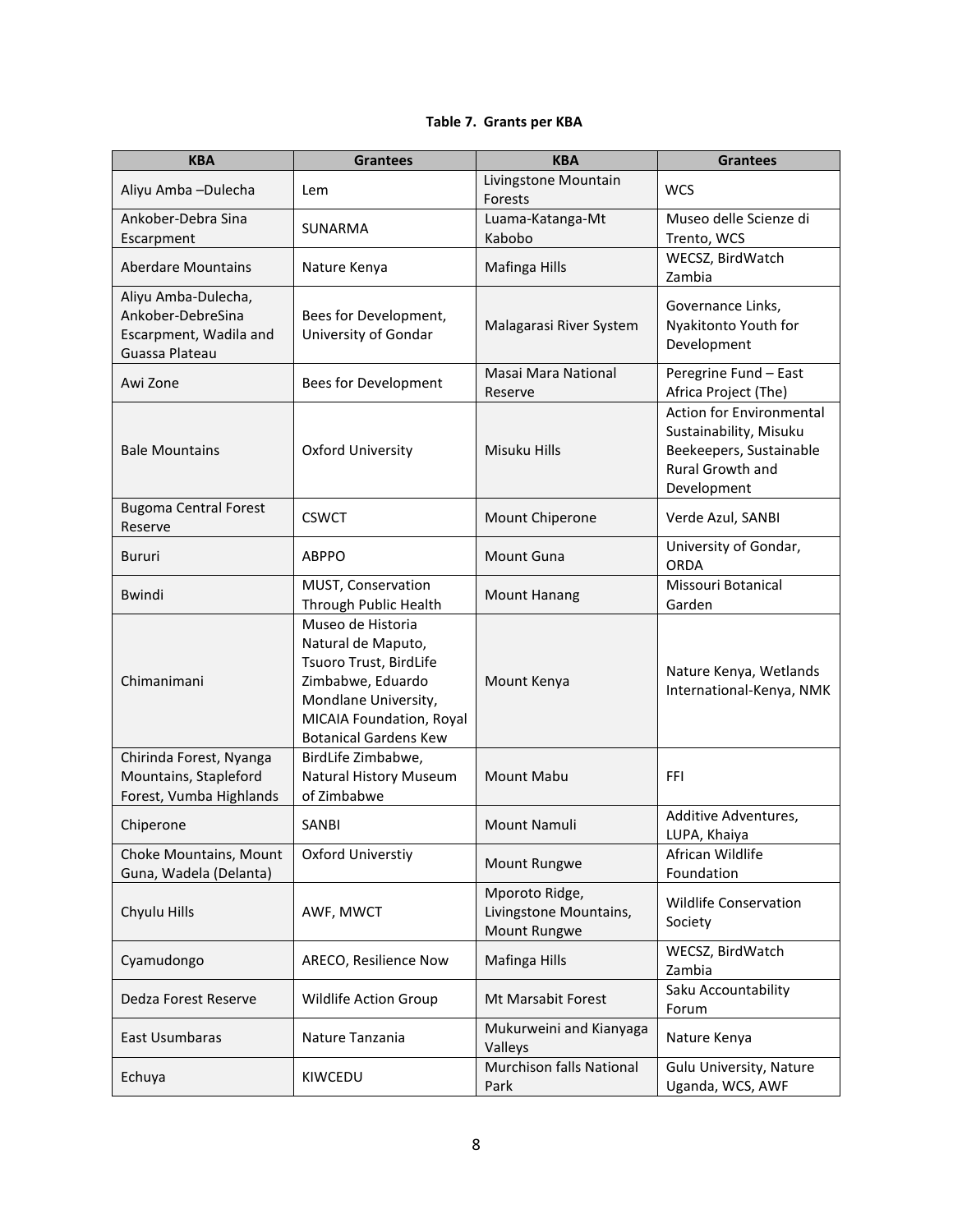**Table 7. Grants per KBA**

| KBA | Grantees | KBA | Grantees |
|---|---|---|---|
| Aliyu Amba –Dulecha | Lem | Livingstone Mountain Forests | WCS |
| Ankober-Debra Sina Escarpment | SUNARMA | Luama-Katanga-Mt Kabobo | Museo delle Scienze di Trento, WCS |
| Aberdare Mountains | Nature Kenya | Mafinga Hills | WECSZ, BirdWatch Zambia |
| Aliyu Amba-Dulecha, Ankober-DebreSina Escarpment, Wadila and Guassa Plateau | Bees for Development, University of Gondar | Malagarasi River System | Governance Links, Nyakitonto Youth for Development |
| Awi Zone | Bees for Development | Masai Mara National Reserve | Peregrine Fund – East Africa Project (The) |
| Bale Mountains | Oxford University | Misuku Hills | Action for Environmental Sustainability, Misuku Beekeepers, Sustainable Rural Growth and Development |
| Bugoma Central Forest Reserve | CSWCT | Mount Chiperone | Verde Azul, SANBI |
| Bururi | ABPPO | Mount Guna | University of Gondar, ORDA |
| Bwindi | MUST, Conservation Through Public Health | Mount Hanang | Missouri Botanical Garden |
| Chimanimani | Museo de Historia Natural de Maputo, Tsuoro Trust, BirdLife Zimbabwe, Eduardo Mondlane University, MICAIA Foundation, Royal Botanical Gardens Kew | Mount Kenya | Nature Kenya, Wetlands International-Kenya, NMK |
| Chirinda Forest, Nyanga Mountains, Stapleford Forest, Vumba Highlands | BirdLife Zimbabwe, Natural History Museum of Zimbabwe | Mount Mabu | FFI |
| Chiperone | SANBI | Mount Namuli | Additive Adventures, LUPA, Khaiya |
| Choke Mountains, Mount Guna, Wadela (Delanta) | Oxford Universtiy | Mount Rungwe | African Wildlife Foundation |
| Chyulu Hills | AWF, MWCT | Mporoto Ridge, Livingstone Mountains, Mount Rungwe | Wildlife Conservation Society |
| Cyamudongo | ARECO, Resilience Now | Mafinga Hills | WECSZ, BirdWatch Zambia |
| Dedza Forest Reserve | Wildlife Action Group | Mt Marsabit Forest | Saku Accountability Forum |
| East Usumbaras | Nature Tanzania | Mukurweini and Kianyaga Valleys | Nature Kenya |
| Echuya | KIWCEDU | Murchison falls National Park | Gulu University, Nature Uganda, WCS, AWF |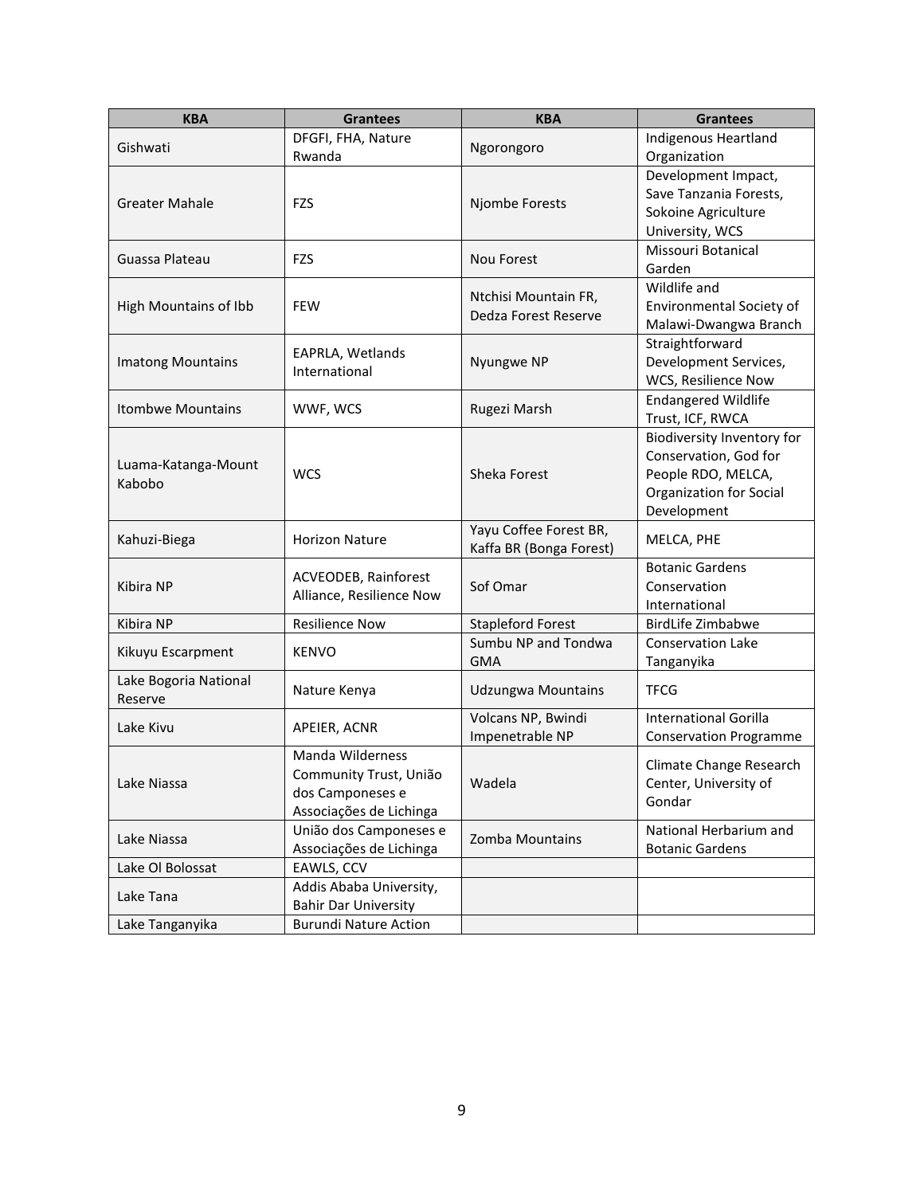| KBA | Grantees | KBA | Grantees |
|---|---|---|---|
| Gishwati | DFGFI, FHA, Nature Rwanda | Ngorongoro | Indigenous Heartland Organization |
| Greater Mahale | FZS | Njombe Forests | Development Impact, Save Tanzania Forests, Sokoine Agriculture University, WCS |
| Guassa Plateau | FZS | Nou Forest | Missouri Botanical Garden |
| High Mountains of Ibb | FEW | Ntchisi Mountain FR, Dedza Forest Reserve | Wildlife and Environmental Society of Malawi-Dwangwa Branch |
| Imatong Mountains | EAPRLA, Wetlands International | Nyungwe NP | Straightforward Development Services, WCS, Resilience Now |
| Itombwe Mountains | WWF, WCS | Rugezi Marsh | Endangered Wildlife Trust, ICF, RWCA |
| Luama-Katanga-Mount Kabobo | WCS | Sheka Forest | Biodiversity Inventory for Conservation, God for People RDO, MELCA, Organization for Social Development |
| Kahuzi-Biega | Horizon Nature | Yayu Coffee Forest BR, Kaffa BR (Bonga Forest) | MELCA, PHE |
| Kibira NP | ACVEODEB, Rainforest Alliance, Resilience Now | Sof Omar | Botanic Gardens Conservation International |
| Kibira NP | Resilience Now | Stapleford Forest | BirdLife Zimbabwe |
| Kikuyu Escarpment | KENVO | Sumbu NP and Tondwa GMA | Conservation Lake Tanganyika |
| Lake Bogoria National Reserve | Nature Kenya | Udzungwa Mountains | TFCG |
| Lake Kivu | APEIER, ACNR | Volcans NP, Bwindi Impenetrable NP | International Gorilla Conservation Programme |
| Lake Niassa | Manda Wilderness Community Trust, União dos Camponeses e Associações de Lichinga | Wadela | Climate Change Research Center, University of Gondar |
| Lake Niassa | União dos Camponeses e Associações de Lichinga | Zomba Mountains | National Herbarium and Botanic Gardens |
| Lake Ol Bolossat | EAWLS, CCV | | |
| Lake Tana | Addis Ababa University, Bahir Dar University | | |
| Lake Tanganyika | Burundi Nature Action | | |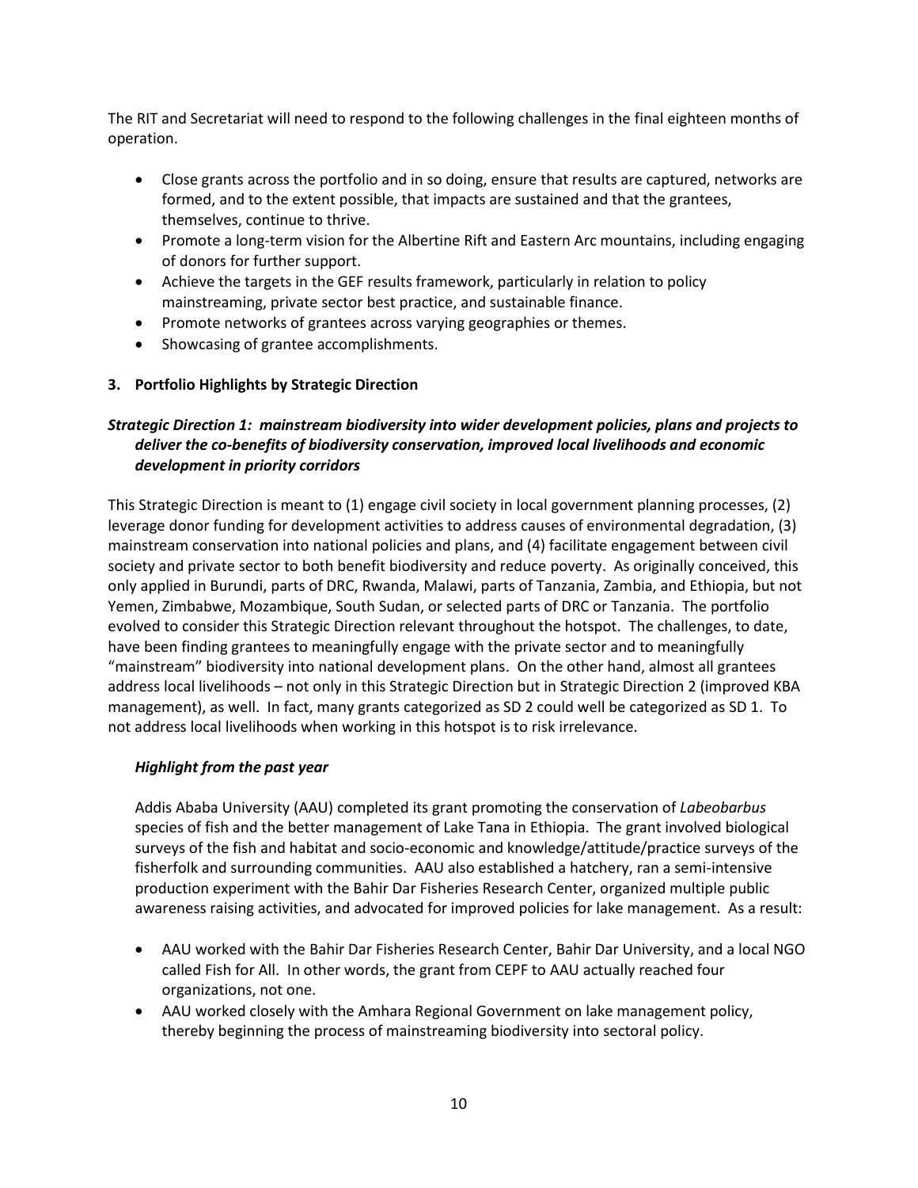The RIT and Secretariat will need to respond to the following challenges in the final eighteen months of operation.

- Close grants across the portfolio and in so doing, ensure that results are captured, networks are formed, and to the extent possible, that impacts are sustained and that the grantees, themselves, continue to thrive.
- Promote a long-term vision for the Albertine Rift and Eastern Arc mountains, including engaging of donors for further support.
- Achieve the targets in the GEF results framework, particularly in relation to policy mainstreaming, private sector best practice, and sustainable finance.
- Promote networks of grantees across varying geographies or themes.
- Showcasing of grantee accomplishments.

## 3. Portfolio Highlights by Strategic Direction

### *Strategic Direction 1: mainstream biodiversity into wider development policies, plans and projects to deliver the co-benefits of biodiversity conservation, improved local livelihoods and economic development in priority corridors*

This Strategic Direction is meant to (1) engage civil society in local government planning processes, (2) leverage donor funding for development activities to address causes of environmental degradation, (3) mainstream conservation into national policies and plans, and (4) facilitate engagement between civil society and private sector to both benefit biodiversity and reduce poverty. As originally conceived, this only applied in Burundi, parts of DRC, Rwanda, Malawi, parts of Tanzania, Zambia, and Ethiopia, but not Yemen, Zimbabwe, Mozambique, South Sudan, or selected parts of DRC or Tanzania. The portfolio evolved to consider this Strategic Direction relevant throughout the hotspot. The challenges, to date, have been finding grantees to meaningfully engage with the private sector and to meaningfully "mainstream" biodiversity into national development plans. On the other hand, almost all grantees address local livelihoods – not only in this Strategic Direction but in Strategic Direction 2 (improved KBA management), as well. In fact, many grants categorized as SD 2 could well be categorized as SD 1. To not address local livelihoods when working in this hotspot is to risk irrelevance.

#### *Highlight from the past year*

Addis Ababa University (AAU) completed its grant promoting the conservation of *Labeobarbus* species of fish and the better management of Lake Tana in Ethiopia. The grant involved biological surveys of the fish and habitat and socio-economic and knowledge/attitude/practice surveys of the fisherfolk and surrounding communities. AAU also established a hatchery, ran a semi-intensive production experiment with the Bahir Dar Fisheries Research Center, organized multiple public awareness raising activities, and advocated for improved policies for lake management. As a result:

- AAU worked with the Bahir Dar Fisheries Research Center, Bahir Dar University, and a local NGO called Fish for All. In other words, the grant from CEPF to AAU actually reached four organizations, not one.
- AAU worked closely with the Amhara Regional Government on lake management policy, thereby beginning the process of mainstreaming biodiversity into sectoral policy.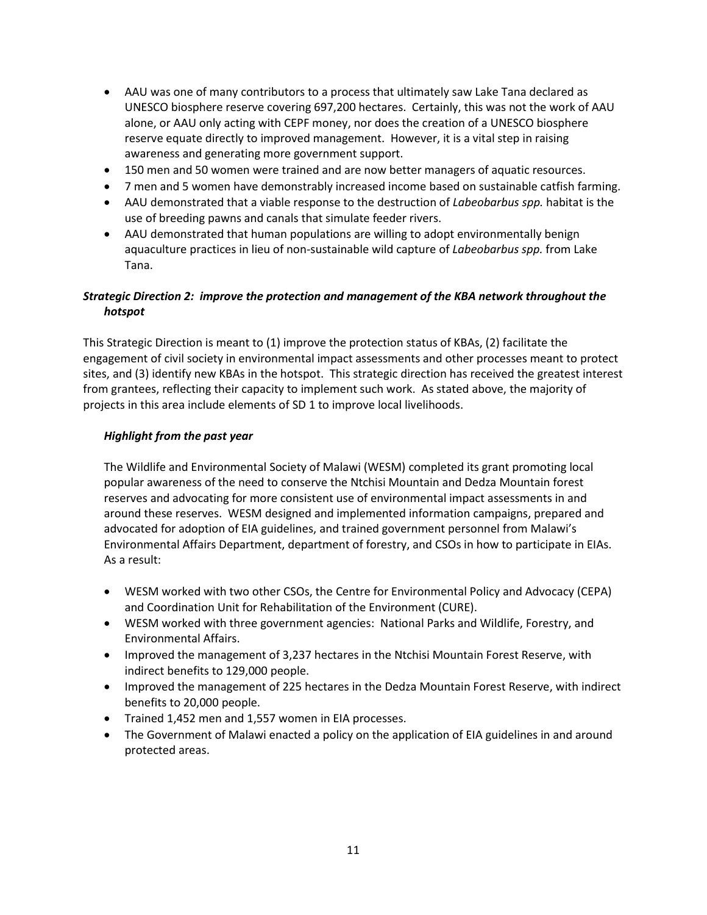- AAU was one of many contributors to a process that ultimately saw Lake Tana declared as UNESCO biosphere reserve covering 697,200 hectares. Certainly, this was not the work of AAU alone, or AAU only acting with CEPF money, nor does the creation of a UNESCO biosphere reserve equate directly to improved management. However, it is a vital step in raising awareness and generating more government support.
- 150 men and 50 women were trained and are now better managers of aquatic resources.
- 7 men and 5 women have demonstrably increased income based on sustainable catfish farming.
- AAU demonstrated that a viable response to the destruction of *Labeobarbus spp.* habitat is the use of breeding pawns and canals that simulate feeder rivers.
- AAU demonstrated that human populations are willing to adopt environmentally benign aquaculture practices in lieu of non-sustainable wild capture of *Labeobarbus spp.* from Lake Tana.

### ***Strategic Direction 2: improve the protection and management of the KBA network throughout the hotspot***

This Strategic Direction is meant to (1) improve the protection status of KBAs, (2) facilitate the engagement of civil society in environmental impact assessments and other processes meant to protect sites, and (3) identify new KBAs in the hotspot. This strategic direction has received the greatest interest from grantees, reflecting their capacity to implement such work. As stated above, the majority of projects in this area include elements of SD 1 to improve local livelihoods.

#### ***Highlight from the past year***

The Wildlife and Environmental Society of Malawi (WESM) completed its grant promoting local popular awareness of the need to conserve the Ntchisi Mountain and Dedza Mountain forest reserves and advocating for more consistent use of environmental impact assessments in and around these reserves. WESM designed and implemented information campaigns, prepared and advocated for adoption of EIA guidelines, and trained government personnel from Malawi's Environmental Affairs Department, department of forestry, and CSOs in how to participate in EIAs. As a result:

- WESM worked with two other CSOs, the Centre for Environmental Policy and Advocacy (CEPA) and Coordination Unit for Rehabilitation of the Environment (CURE).
- WESM worked with three government agencies: National Parks and Wildlife, Forestry, and Environmental Affairs.
- Improved the management of 3,237 hectares in the Ntchisi Mountain Forest Reserve, with indirect benefits to 129,000 people.
- Improved the management of 225 hectares in the Dedza Mountain Forest Reserve, with indirect benefits to 20,000 people.
- Trained 1,452 men and 1,557 women in EIA processes.
- The Government of Malawi enacted a policy on the application of EIA guidelines in and around protected areas.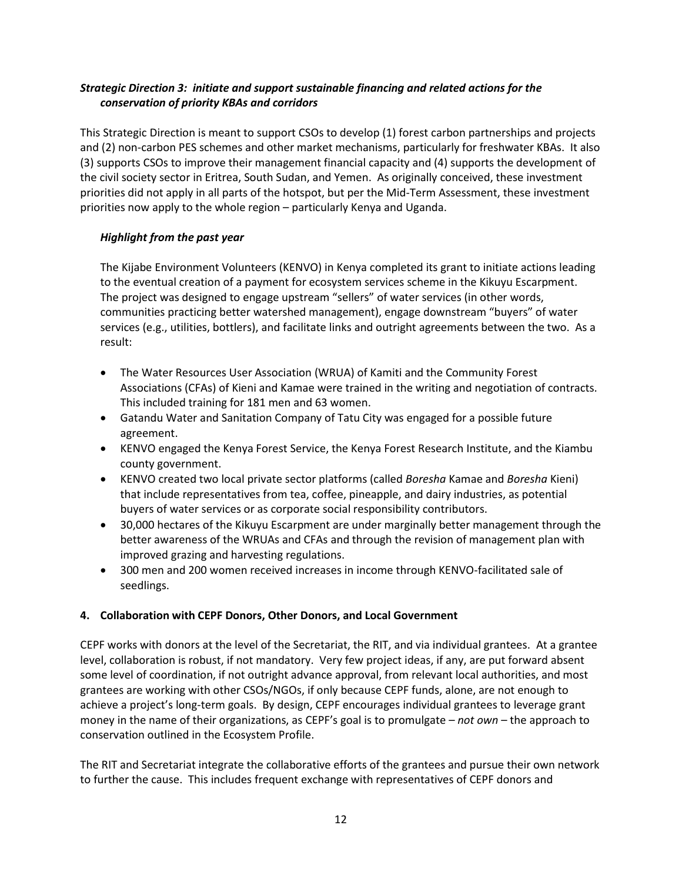***Strategic Direction 3: initiate and support sustainable financing and related actions for the conservation of priority KBAs and corridors***

This Strategic Direction is meant to support CSOs to develop (1) forest carbon partnerships and projects and (2) non-carbon PES schemes and other market mechanisms, particularly for freshwater KBAs. It also (3) supports CSOs to improve their management financial capacity and (4) supports the development of the civil society sector in Eritrea, South Sudan, and Yemen. As originally conceived, these investment priorities did not apply in all parts of the hotspot, but per the Mid-Term Assessment, these investment priorities now apply to the whole region – particularly Kenya and Uganda.

***Highlight from the past year***

The Kijabe Environment Volunteers (KENVO) in Kenya completed its grant to initiate actions leading to the eventual creation of a payment for ecosystem services scheme in the Kikuyu Escarpment. The project was designed to engage upstream "sellers" of water services (in other words, communities practicing better watershed management), engage downstream "buyers" of water services (e.g., utilities, bottlers), and facilitate links and outright agreements between the two. As a result:

- The Water Resources User Association (WRUA) of Kamiti and the Community Forest Associations (CFAs) of Kieni and Kamae were trained in the writing and negotiation of contracts. This included training for 181 men and 63 women.
- Gatandu Water and Sanitation Company of Tatu City was engaged for a possible future agreement.
- KENVO engaged the Kenya Forest Service, the Kenya Forest Research Institute, and the Kiambu county government.
- KENVO created two local private sector platforms (called *Boresha* Kamae and *Boresha* Kieni) that include representatives from tea, coffee, pineapple, and dairy industries, as potential buyers of water services or as corporate social responsibility contributors.
- 30,000 hectares of the Kikuyu Escarpment are under marginally better management through the better awareness of the WRUAs and CFAs and through the revision of management plan with improved grazing and harvesting regulations.
- 300 men and 200 women received increases in income through KENVO-facilitated sale of seedlings.

## 4. Collaboration with CEPF Donors, Other Donors, and Local Government

CEPF works with donors at the level of the Secretariat, the RIT, and via individual grantees. At a grantee level, collaboration is robust, if not mandatory. Very few project ideas, if any, are put forward absent some level of coordination, if not outright advance approval, from relevant local authorities, and most grantees are working with other CSOs/NGOs, if only because CEPF funds, alone, are not enough to achieve a project's long-term goals. By design, CEPF encourages individual grantees to leverage grant money in the name of their organizations, as CEPF's goal is to promulgate – *not own* – the approach to conservation outlined in the Ecosystem Profile.

The RIT and Secretariat integrate the collaborative efforts of the grantees and pursue their own network to further the cause. This includes frequent exchange with representatives of CEPF donors and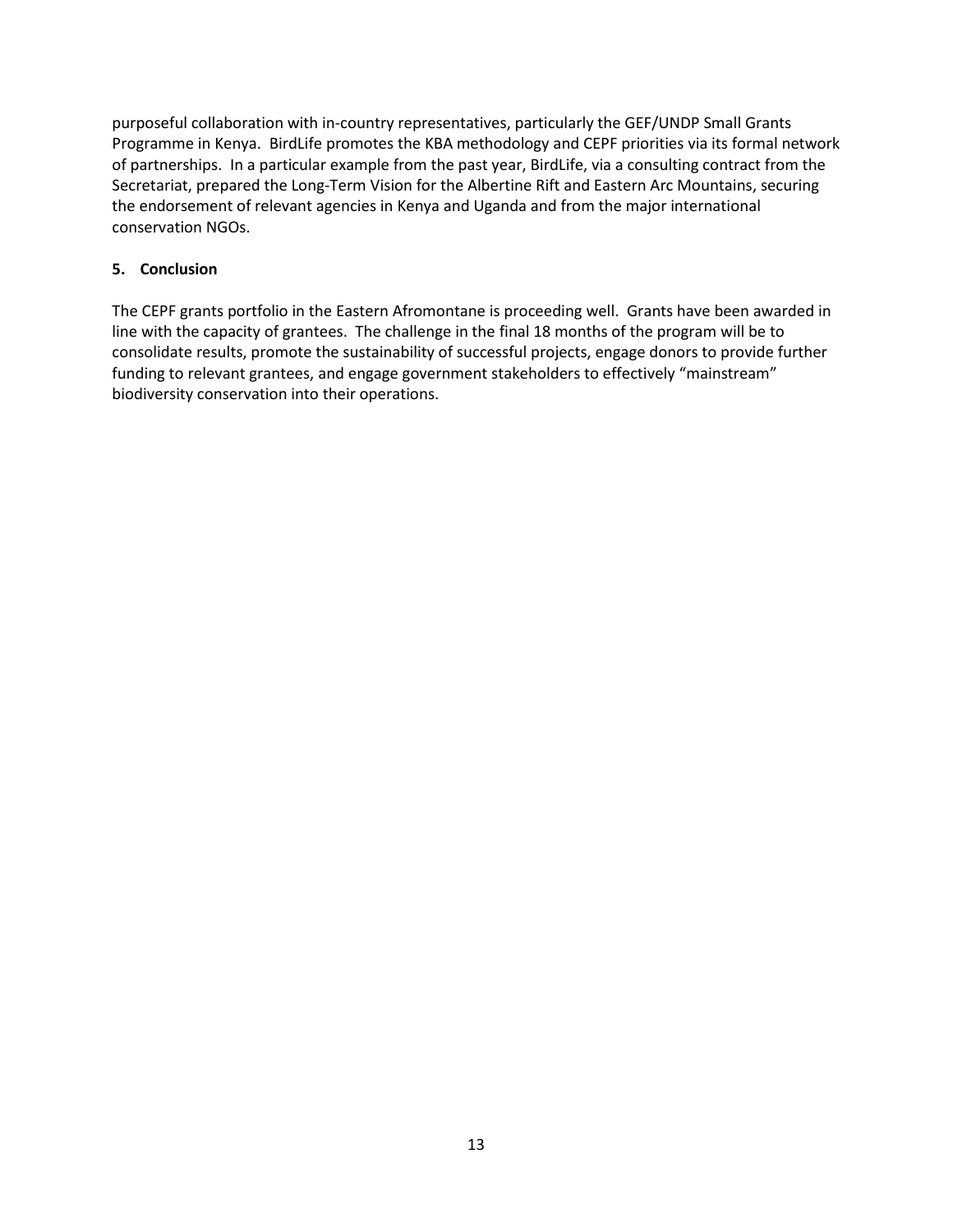purposeful collaboration with in-country representatives, particularly the GEF/UNDP Small Grants Programme in Kenya. BirdLife promotes the KBA methodology and CEPF priorities via its formal network of partnerships. In a particular example from the past year, BirdLife, via a consulting contract from the Secretariat, prepared the Long-Term Vision for the Albertine Rift and Eastern Arc Mountains, securing the endorsement of relevant agencies in Kenya and Uganda and from the major international conservation NGOs.

## 5. Conclusion

The CEPF grants portfolio in the Eastern Afromontane is proceeding well. Grants have been awarded in line with the capacity of grantees. The challenge in the final 18 months of the program will be to consolidate results, promote the sustainability of successful projects, engage donors to provide further funding to relevant grantees, and engage government stakeholders to effectively "mainstream" biodiversity conservation into their operations.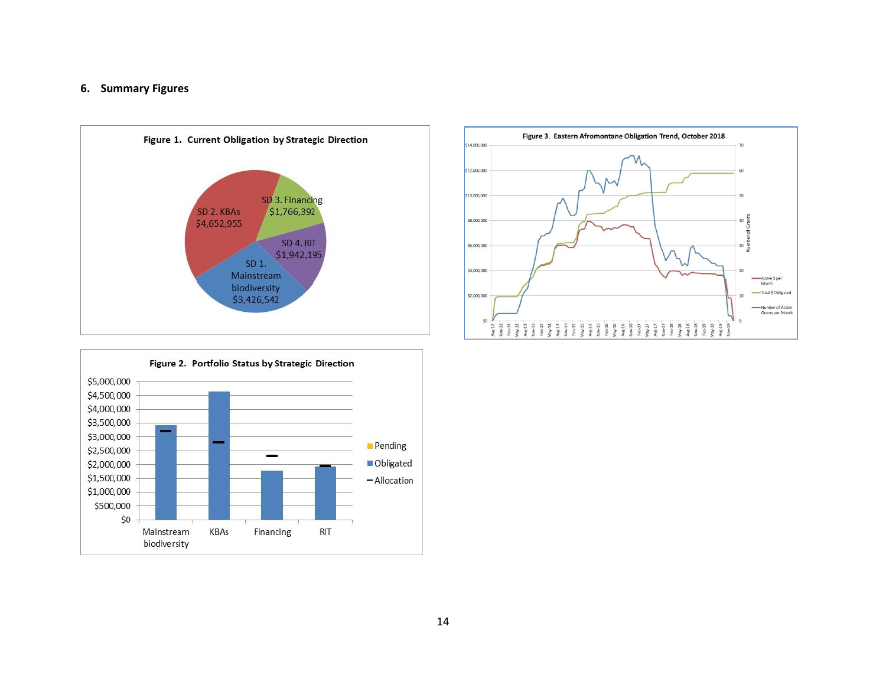## 6. Summary Figures

**Figure 1. Current Obligation by Strategic Direction**

SD 1. Mainstream biodiversity $3,426,542
SD 2. KBAs $4,652,955
SD 3. Financing $1,766,392
SD 4. RIT $1,942,195

**Figure 2. Portfolio Status by Strategic Direction**

**Figure 3. Eastern Afromontane Obligation Trend, October 2018**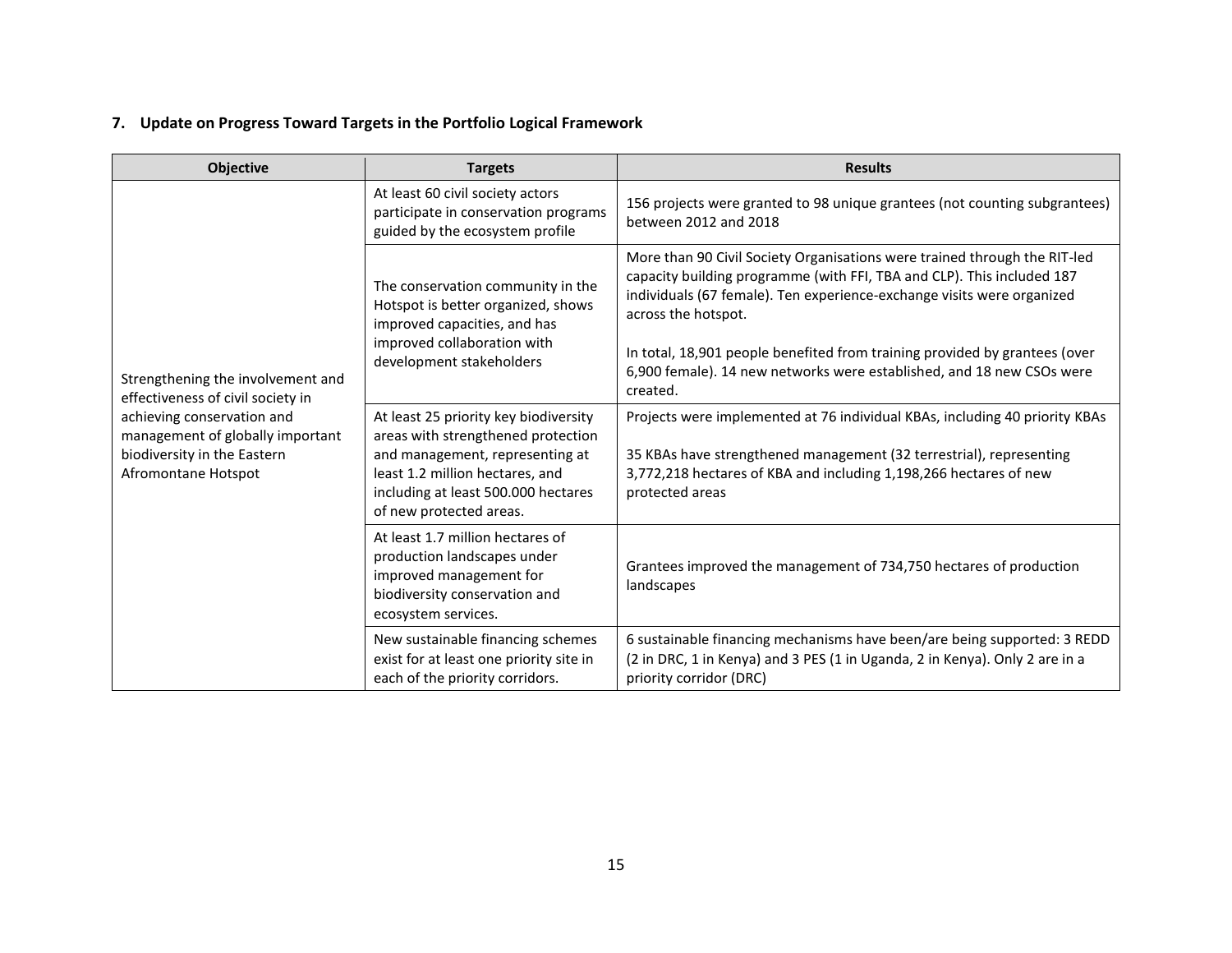## 7. Update on Progress Toward Targets in the Portfolio Logical Framework

| Objective | Targets | Results |
|---|---|---|
| Strengthening the involvement and effectiveness of civil society in achieving conservation and management of globally important biodiversity in the Eastern Afromontane Hotspot | At least 60 civil society actors participate in conservation programs guided by the ecosystem profile | 156 projects were granted to 98 unique grantees (not counting subgrantees) between 2012 and 2018 |
| | The conservation community in the Hotspot is better organized, shows improved capacities, and has improved collaboration with development stakeholders | More than 90 Civil Society Organisations were trained through the RIT-led capacity building programme (with FFI, TBA and CLP). This included 187 individuals (67 female). Ten experience-exchange visits were organized across the hotspot.<br><br>In total, 18,901 people benefited from training provided by grantees (over 6,900 female). 14 new networks were established, and 18 new CSOs were created. |
| | At least 25 priority key biodiversity areas with strengthened protection and management, representing at least 1.2 million hectares, and including at least 500.000 hectares of new protected areas. | Projects were implemented at 76 individual KBAs, including 40 priority KBAs<br><br>35 KBAs have strengthened management (32 terrestrial), representing 3,772,218 hectares of KBA and including 1,198,266 hectares of new protected areas |
| | At least 1.7 million hectares of production landscapes under improved management for biodiversity conservation and ecosystem services. | Grantees improved the management of 734,750 hectares of production landscapes |
| | New sustainable financing schemes exist for at least one priority site in each of the priority corridors. | 6 sustainable financing mechanisms have been/are being supported: 3 REDD (2 in DRC, 1 in Kenya) and 3 PES (1 in Uganda, 2 in Kenya). Only 2 are in a priority corridor (DRC) |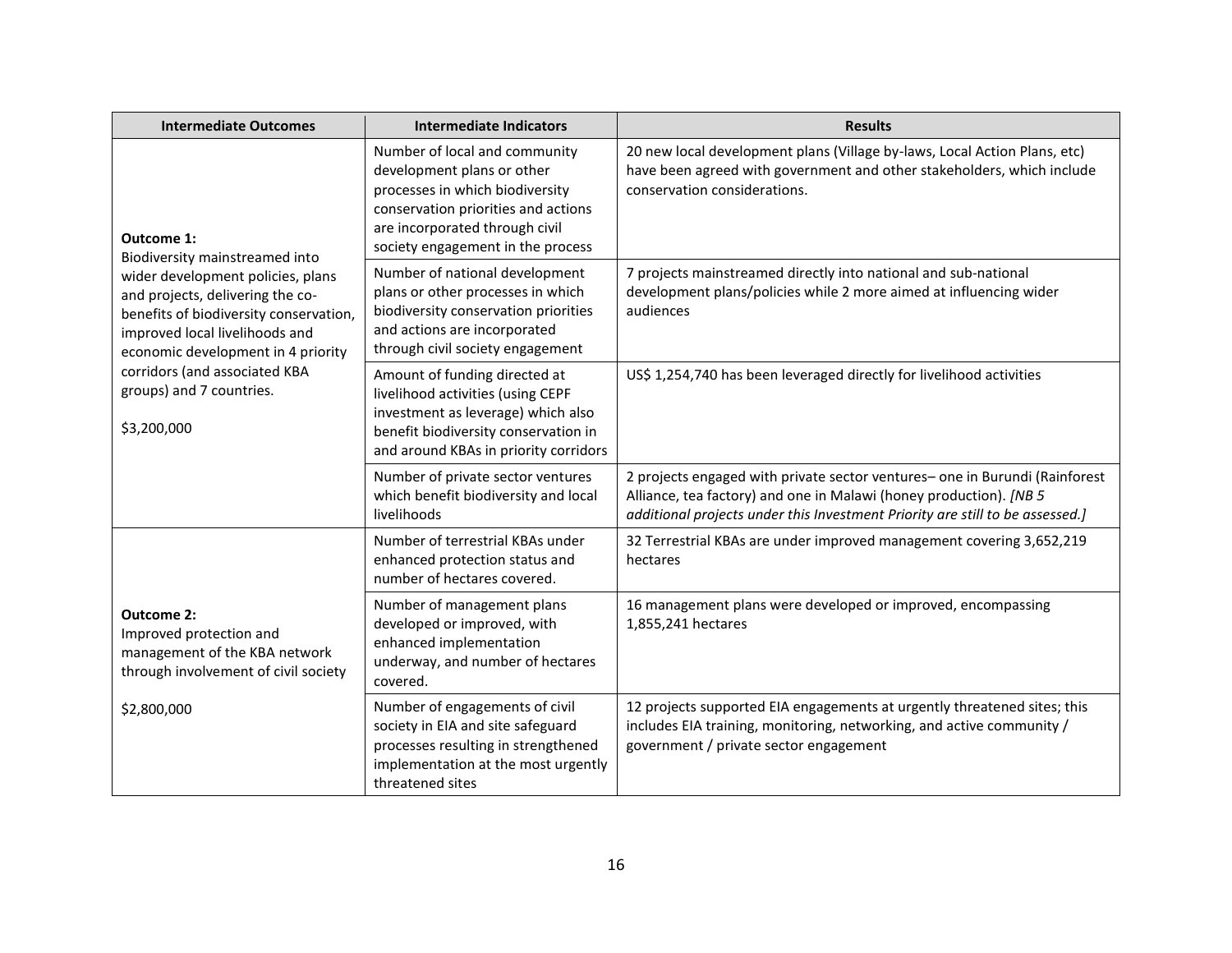| Intermediate Outcomes | Intermediate Indicators | Results |
|---|---|---|
| **Outcome 1:** Biodiversity mainstreamed into wider development policies, plans and projects, delivering the co-benefits of biodiversity conservation, improved local livelihoods and economic development in 4 priority corridors (and associated KBA groups) and 7 countries.<br><br>$3,200,000 | Number of local and community development plans or other processes in which biodiversity conservation priorities and actions are incorporated through civil society engagement in the process | 20 new local development plans (Village by-laws, Local Action Plans, etc) have been agreed with government and other stakeholders, which include conservation considerations. |
| | Number of national development plans or other processes in which biodiversity conservation priorities and actions are incorporated through civil society engagement | 7 projects mainstreamed directly into national and sub-national development plans/policies while 2 more aimed at influencing wider audiences |
| | Amount of funding directed at livelihood activities (using CEPF investment as leverage) which also benefit biodiversity conservation in and around KBAs in priority corridors | US$ 1,254,740 has been leveraged directly for livelihood activities |
| | Number of private sector ventures which benefit biodiversity and local livelihoods | 2 projects engaged with private sector ventures– one in Burundi (Rainforest Alliance, tea factory) and one in Malawi (honey production). *[NB 5 additional projects under this Investment Priority are still to be assessed.]* |
| **Outcome 2:** Improved protection and management of the KBA network through involvement of civil society<br><br>$2,800,000 | Number of terrestrial KBAs under enhanced protection status and number of hectares covered. | 32 Terrestrial KBAs are under improved management covering 3,652,219 hectares |
| | Number of management plans developed or improved, with enhanced implementation underway, and number of hectares covered. | 16 management plans were developed or improved, encompassing 1,855,241 hectares |
| | Number of engagements of civil society in EIA and site safeguard processes resulting in strengthened implementation at the most urgently threatened sites | 12 projects supported EIA engagements at urgently threatened sites; this includes EIA training, monitoring, networking, and active community / government / private sector engagement |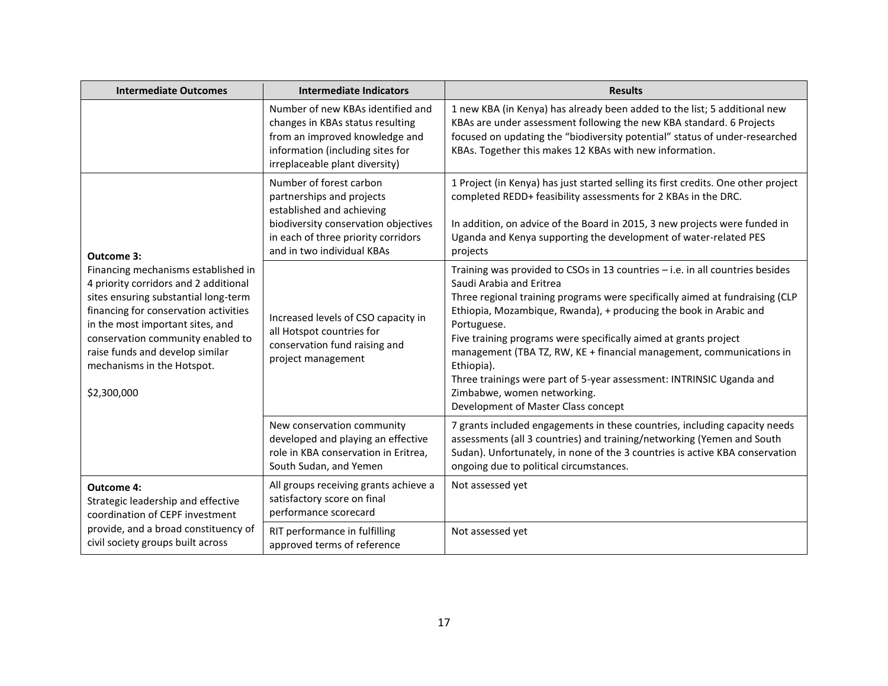| Intermediate Outcomes | Intermediate Indicators | Results |
|---|---|---|
| | Number of new KBAs identified and changes in KBAs status resulting from an improved knowledge and information (including sites for irreplaceable plant diversity) | 1 new KBA (in Kenya) has already been added to the list; 5 additional new KBAs are under assessment following the new KBA standard. 6 Projects focused on updating the "biodiversity potential" status of under-researched KBAs. Together this makes 12 KBAs with new information. |
| **Outcome 3:**<br>Financing mechanisms established in 4 priority corridors and 2 additional sites ensuring substantial long-term financing for conservation activities in the most important sites, and conservation community enabled to raise funds and develop similar mechanisms in the Hotspot.<br><br>$2,300,000 | Number of forest carbon partnerships and projects established and achieving biodiversity conservation objectives in each of three priority corridors and in two individual KBAs | 1 Project (in Kenya) has just started selling its first credits. One other project completed REDD+ feasibility assessments for 2 KBAs in the DRC.<br><br>In addition, on advice of the Board in 2015, 3 new projects were funded in Uganda and Kenya supporting the development of water-related PES projects |
| | Increased levels of CSO capacity in all Hotspot countries for conservation fund raising and project management | Training was provided to CSOs in 13 countries – i.e. in all countries besides Saudi Arabia and Eritrea<br>Three regional training programs were specifically aimed at fundraising (CLP Ethiopia, Mozambique, Rwanda), + producing the book in Arabic and Portuguese.<br>Five training programs were specifically aimed at grants project management (TBA TZ, RW, KE + financial management, communications in Ethiopia).<br>Three trainings were part of 5-year assessment: INTRINSIC Uganda and Zimbabwe, women networking.<br>Development of Master Class concept |
| | New conservation community developed and playing an effective role in KBA conservation in Eritrea, South Sudan, and Yemen | 7 grants included engagements in these countries, including capacity needs assessments (all 3 countries) and training/networking (Yemen and South Sudan). Unfortunately, in none of the 3 countries is active KBA conservation ongoing due to political circumstances. |
| **Outcome 4:**<br>Strategic leadership and effective coordination of CEPF investment provide, and a broad constituency of civil society groups built across | All groups receiving grants achieve a satisfactory score on final performance scorecard | Not assessed yet |
| | RIT performance in fulfilling approved terms of reference | Not assessed yet |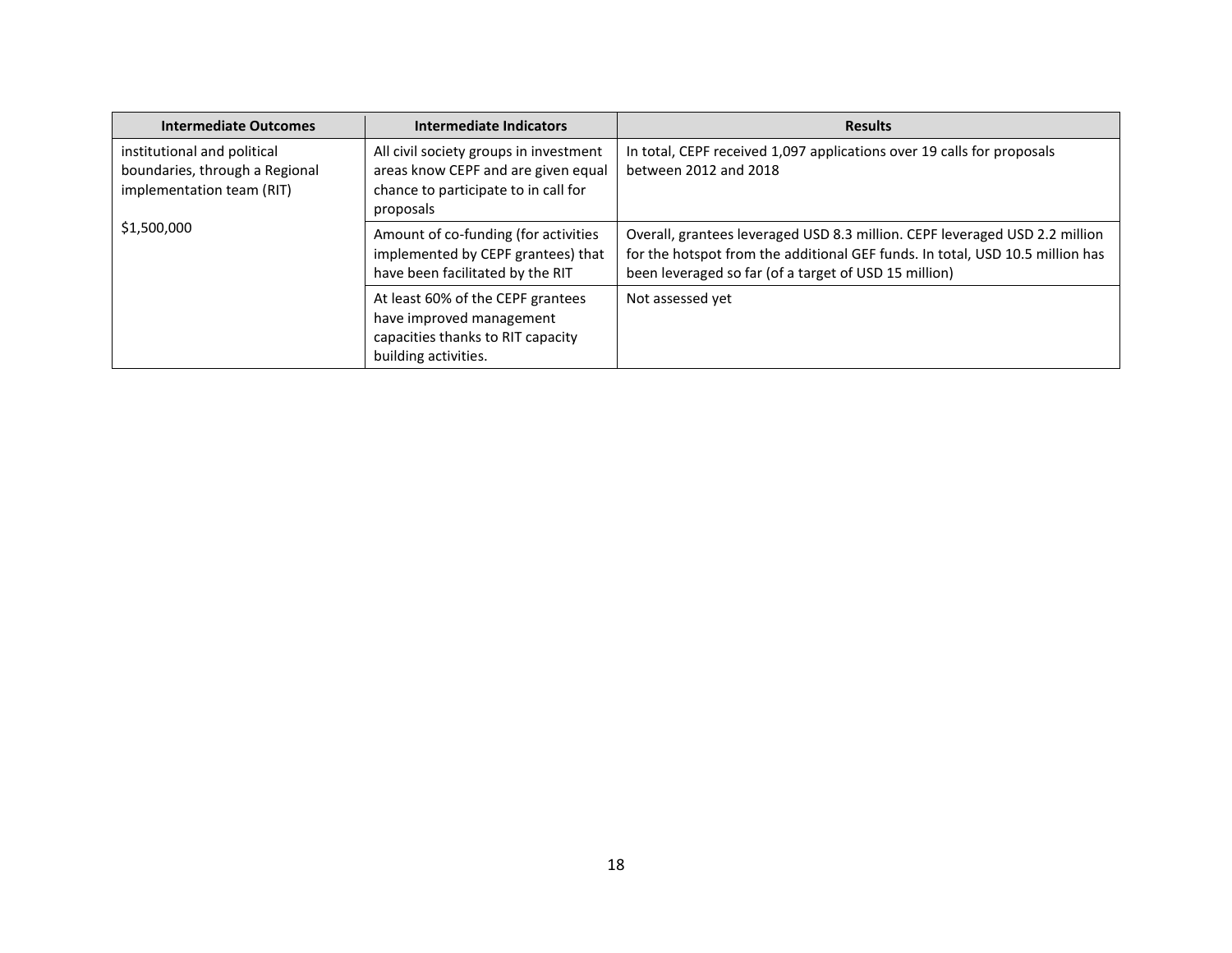| Intermediate Outcomes | Intermediate Indicators | Results |
| --- | --- | --- |
| institutional and political boundaries, through a Regional implementation team (RIT)<br><br>$1,500,000 | All civil society groups in investment areas know CEPF and are given equal chance to participate to in call for proposals | In total, CEPF received 1,097 applications over 19 calls for proposals between 2012 and 2018 |
| | Amount of co-funding (for activities implemented by CEPF grantees) that have been facilitated by the RIT | Overall, grantees leveraged USD 8.3 million. CEPF leveraged USD 2.2 million for the hotspot from the additional GEF funds. In total, USD 10.5 million has been leveraged so far (of a target of USD 15 million) |
| | At least 60% of the CEPF grantees have improved management capacities thanks to RIT capacity building activities. | Not assessed yet |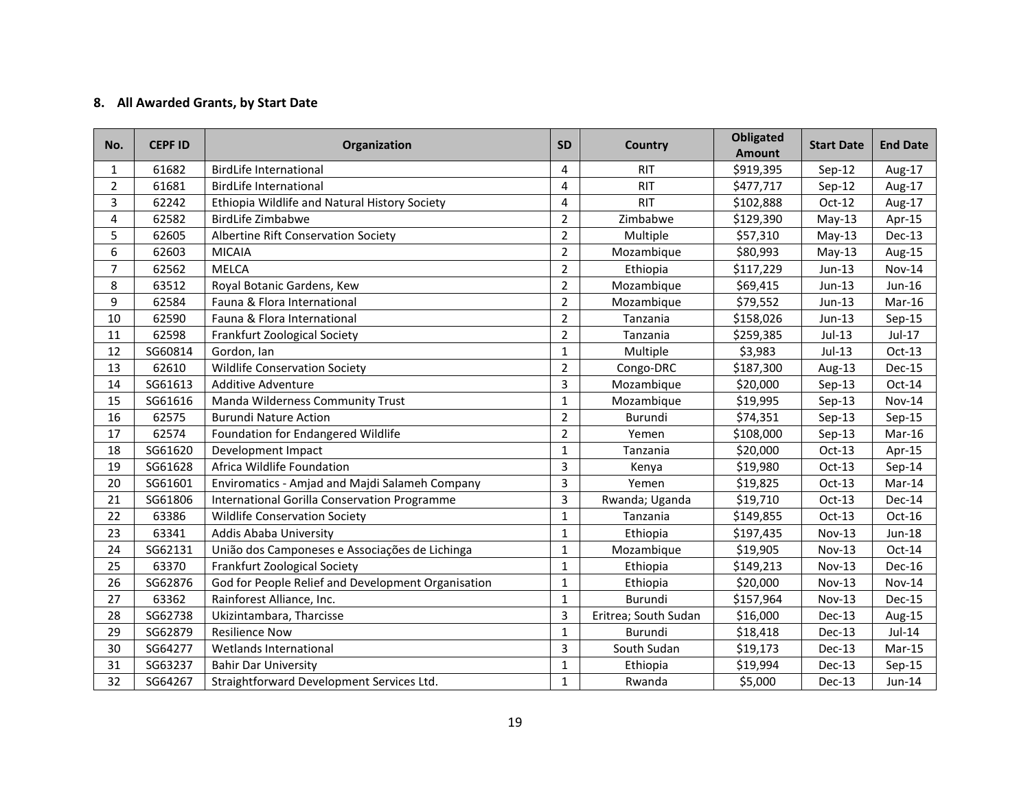## 8. All Awarded Grants, by Start Date

| No. | CEPF ID | Organization | SD | Country | Obligated Amount | Start Date | End Date |
|---|---|---|---|---|---|---|---|
| 1 | 61682 | BirdLife International | 4 | RIT | $919,395 | Sep-12 | Aug-17 |
| 2 | 61681 | BirdLife International | 4 | RIT | $477,717 | Sep-12 | Aug-17 |
| 3 | 62242 | Ethiopia Wildlife and Natural History Society | 4 | RIT | $102,888 | Oct-12 | Aug-17 |
| 4 | 62582 | BirdLife Zimbabwe | 2 | Zimbabwe | $129,390 | May-13 | Apr-15 |
| 5 | 62605 | Albertine Rift Conservation Society | 2 | Multiple | $57,310 | May-13 | Dec-13 |
| 6 | 62603 | MICAIA | 2 | Mozambique | $80,993 | May-13 | Aug-15 |
| 7 | 62562 | MELCA | 2 | Ethiopia | $117,229 | Jun-13 | Nov-14 |
| 8 | 63512 | Royal Botanic Gardens, Kew | 2 | Mozambique | $69,415 | Jun-13 | Jun-16 |
| 9 | 62584 | Fauna & Flora International | 2 | Mozambique | $79,552 | Jun-13 | Mar-16 |
| 10 | 62590 | Fauna & Flora International | 2 | Tanzania | $158,026 | Jun-13 | Sep-15 |
| 11 | 62598 | Frankfurt Zoological Society | 2 | Tanzania | $259,385 | Jul-13 | Jul-17 |
| 12 | SG60814 | Gordon, Ian | 1 | Multiple | $3,983 | Jul-13 | Oct-13 |
| 13 | 62610 | Wildlife Conservation Society | 2 | Congo-DRC | $187,300 | Aug-13 | Dec-15 |
| 14 | SG61613 | Additive Adventure | 3 | Mozambique | $20,000 | Sep-13 | Oct-14 |
| 15 | SG61616 | Manda Wilderness Community Trust | 1 | Mozambique | $19,995 | Sep-13 | Nov-14 |
| 16 | 62575 | Burundi Nature Action | 2 | Burundi | $74,351 | Sep-13 | Sep-15 |
| 17 | 62574 | Foundation for Endangered Wildlife | 2 | Yemen | $108,000 | Sep-13 | Mar-16 |
| 18 | SG61620 | Development Impact | 1 | Tanzania | $20,000 | Oct-13 | Apr-15 |
| 19 | SG61628 | Africa Wildlife Foundation | 3 | Kenya | $19,980 | Oct-13 | Sep-14 |
| 20 | SG61601 | Enviromatics - Amjad and Majdi Salameh Company | 3 | Yemen | $19,825 | Oct-13 | Mar-14 |
| 21 | SG61806 | International Gorilla Conservation Programme | 3 | Rwanda; Uganda | $19,710 | Oct-13 | Dec-14 |
| 22 | 63386 | Wildlife Conservation Society | 1 | Tanzania | $149,855 | Oct-13 | Oct-16 |
| 23 | 63341 | Addis Ababa University | 1 | Ethiopia | $197,435 | Nov-13 | Jun-18 |
| 24 | SG62131 | União dos Camponeses e Associações de Lichinga | 1 | Mozambique | $19,905 | Nov-13 | Oct-14 |
| 25 | 63370 | Frankfurt Zoological Society | 1 | Ethiopia | $149,213 | Nov-13 | Dec-16 |
| 26 | SG62876 | God for People Relief and Development Organisation | 1 | Ethiopia | $20,000 | Nov-13 | Nov-14 |
| 27 | 63362 | Rainforest Alliance, Inc. | 1 | Burundi | $157,964 | Nov-13 | Dec-15 |
| 28 | SG62738 | Ukizintambara, Tharcisse | 3 | Eritrea; South Sudan | $16,000 | Dec-13 | Aug-15 |
| 29 | SG62879 | Resilience Now | 1 | Burundi | $18,418 | Dec-13 | Jul-14 |
| 30 | SG64277 | Wetlands International | 3 | South Sudan | $19,173 | Dec-13 | Mar-15 |
| 31 | SG63237 | Bahir Dar University | 1 | Ethiopia | $19,994 | Dec-13 | Sep-15 |
| 32 | SG64267 | Straightforward Development Services Ltd. | 1 | Rwanda | $5,000 | Dec-13 | Jun-14 |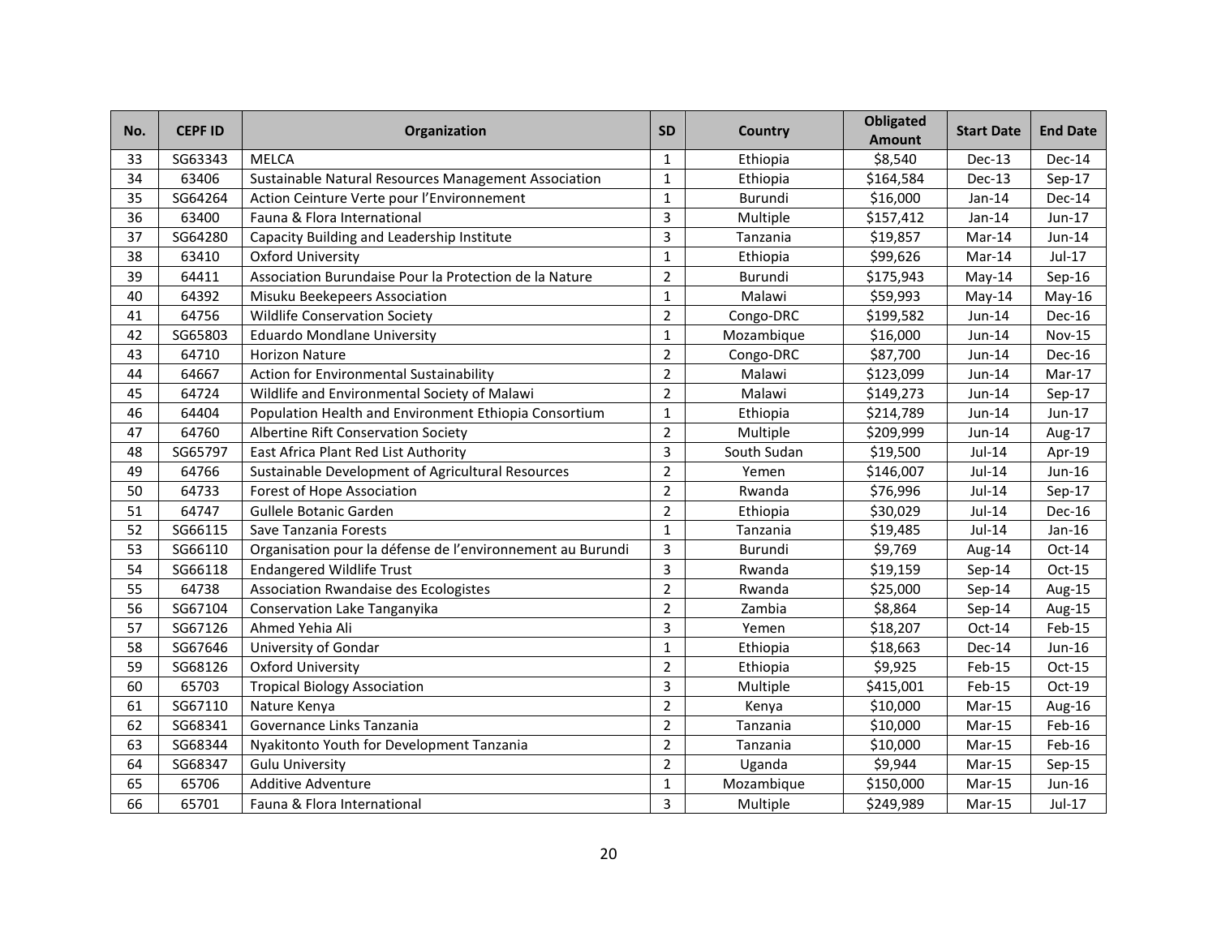| No. | CEPF ID | Organization | SD | Country | Obligated Amount | Start Date | End Date |
|---|---|---|---|---|---|---|---|
| 33 | SG63343 | MELCA | 1 | Ethiopia | $8,540 | Dec-13 | Dec-14 |
| 34 | 63406 | Sustainable Natural Resources Management Association | 1 | Ethiopia | $164,584 | Dec-13 | Sep-17 |
| 35 | SG64264 | Action Ceinture Verte pour l'Environnement | 1 | Burundi | $16,000 | Jan-14 | Dec-14 |
| 36 | 63400 | Fauna & Flora International | 3 | Multiple | $157,412 | Jan-14 | Jun-17 |
| 37 | SG64280 | Capacity Building and Leadership Institute | 3 | Tanzania | $19,857 | Mar-14 | Jun-14 |
| 38 | 63410 | Oxford University | 1 | Ethiopia | $99,626 | Mar-14 | Jul-17 |
| 39 | 64411 | Association Burundaise Pour la Protection de la Nature | 2 | Burundi | $175,943 | May-14 | Sep-16 |
| 40 | 64392 | Misuku Beekepeers Association | 1 | Malawi | $59,993 | May-14 | May-16 |
| 41 | 64756 | Wildlife Conservation Society | 2 | Congo-DRC | $199,582 | Jun-14 | Dec-16 |
| 42 | SG65803 | Eduardo Mondlane University | 1 | Mozambique | $16,000 | Jun-14 | Nov-15 |
| 43 | 64710 | Horizon Nature | 2 | Congo-DRC | $87,700 | Jun-14 | Dec-16 |
| 44 | 64667 | Action for Environmental Sustainability | 2 | Malawi | $123,099 | Jun-14 | Mar-17 |
| 45 | 64724 | Wildlife and Environmental Society of Malawi | 2 | Malawi | $149,273 | Jun-14 | Sep-17 |
| 46 | 64404 | Population Health and Environment Ethiopia Consortium | 1 | Ethiopia | $214,789 | Jun-14 | Jun-17 |
| 47 | 64760 | Albertine Rift Conservation Society | 2 | Multiple | $209,999 | Jun-14 | Aug-17 |
| 48 | SG65797 | East Africa Plant Red List Authority | 3 | South Sudan | $19,500 | Jul-14 | Apr-19 |
| 49 | 64766 | Sustainable Development of Agricultural Resources | 2 | Yemen | $146,007 | Jul-14 | Jun-16 |
| 50 | 64733 | Forest of Hope Association | 2 | Rwanda | $76,996 | Jul-14 | Sep-17 |
| 51 | 64747 | Gullele Botanic Garden | 2 | Ethiopia | $30,029 | Jul-14 | Dec-16 |
| 52 | SG66115 | Save Tanzania Forests | 1 | Tanzania | $19,485 | Jul-14 | Jan-16 |
| 53 | SG66110 | Organisation pour la défense de l'environnement au Burundi | 3 | Burundi | $9,769 | Aug-14 | Oct-14 |
| 54 | SG66118 | Endangered Wildlife Trust | 3 | Rwanda | $19,159 | Sep-14 | Oct-15 |
| 55 | 64738 | Association Rwandaise des Ecologistes | 2 | Rwanda | $25,000 | Sep-14 | Aug-15 |
| 56 | SG67104 | Conservation Lake Tanganyika | 2 | Zambia | $8,864 | Sep-14 | Aug-15 |
| 57 | SG67126 | Ahmed Yehia Ali | 3 | Yemen | $18,207 | Oct-14 | Feb-15 |
| 58 | SG67646 | University of Gondar | 1 | Ethiopia | $18,663 | Dec-14 | Jun-16 |
| 59 | SG68126 | Oxford University | 2 | Ethiopia | $9,925 | Feb-15 | Oct-15 |
| 60 | 65703 | Tropical Biology Association | 3 | Multiple | $415,001 | Feb-15 | Oct-19 |
| 61 | SG67110 | Nature Kenya | 2 | Kenya | $10,000 | Mar-15 | Aug-16 |
| 62 | SG68341 | Governance Links Tanzania | 2 | Tanzania | $10,000 | Mar-15 | Feb-16 |
| 63 | SG68344 | Nyakitonto Youth for Development Tanzania | 2 | Tanzania | $10,000 | Mar-15 | Feb-16 |
| 64 | SG68347 | Gulu University | 2 | Uganda | $9,944 | Mar-15 | Sep-15 |
| 65 | 65706 | Additive Adventure | 1 | Mozambique | $150,000 | Mar-15 | Jun-16 |
| 66 | 65701 | Fauna & Flora International | 3 | Multiple | $249,989 | Mar-15 | Jul-17 |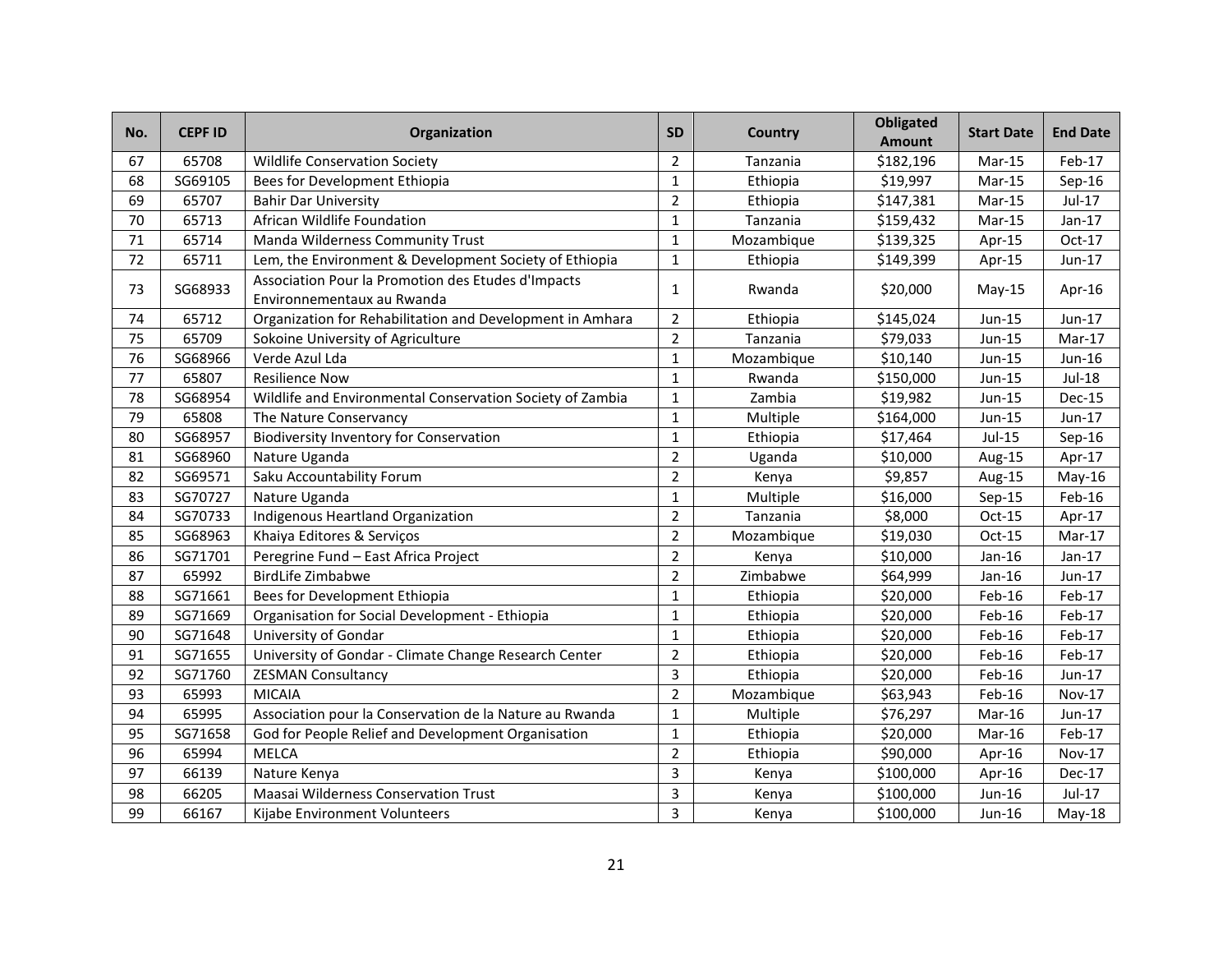| No. | CEPF ID | Organization | SD | Country | Obligated Amount | Start Date | End Date |
|---|---|---|---|---|---|---|---|
| 67 | 65708 | Wildlife Conservation Society | 2 | Tanzania | $182,196 | Mar-15 | Feb-17 |
| 68 | SG69105 | Bees for Development Ethiopia | 1 | Ethiopia | $19,997 | Mar-15 | Sep-16 |
| 69 | 65707 | Bahir Dar University | 2 | Ethiopia | $147,381 | Mar-15 | Jul-17 |
| 70 | 65713 | African Wildlife Foundation | 1 | Tanzania | $159,432 | Mar-15 | Jan-17 |
| 71 | 65714 | Manda Wilderness Community Trust | 1 | Mozambique | $139,325 | Apr-15 | Oct-17 |
| 72 | 65711 | Lem, the Environment & Development Society of Ethiopia | 1 | Ethiopia | $149,399 | Apr-15 | Jun-17 |
| 73 | SG68933 | Association Pour la Promotion des Etudes d'Impacts Environnementaux au Rwanda | 1 | Rwanda | $20,000 | May-15 | Apr-16 |
| 74 | 65712 | Organization for Rehabilitation and Development in Amhara | 2 | Ethiopia | $145,024 | Jun-15 | Jun-17 |
| 75 | 65709 | Sokoine University of Agriculture | 2 | Tanzania | $79,033 | Jun-15 | Mar-17 |
| 76 | SG68966 | Verde Azul Lda | 1 | Mozambique | $10,140 | Jun-15 | Jun-16 |
| 77 | 65807 | Resilience Now | 1 | Rwanda | $150,000 | Jun-15 | Jul-18 |
| 78 | SG68954 | Wildlife and Environmental Conservation Society of Zambia | 1 | Zambia | $19,982 | Jun-15 | Dec-15 |
| 79 | 65808 | The Nature Conservancy | 1 | Multiple | $164,000 | Jun-15 | Jun-17 |
| 80 | SG68957 | Biodiversity Inventory for Conservation | 1 | Ethiopia | $17,464 | Jul-15 | Sep-16 |
| 81 | SG68960 | Nature Uganda | 2 | Uganda | $10,000 | Aug-15 | Apr-17 |
| 82 | SG69571 | Saku Accountability Forum | 2 | Kenya | $9,857 | Aug-15 | May-16 |
| 83 | SG70727 | Nature Uganda | 1 | Multiple | $16,000 | Sep-15 | Feb-16 |
| 84 | SG70733 | Indigenous Heartland Organization | 2 | Tanzania | $8,000 | Oct-15 | Apr-17 |
| 85 | SG68963 | Khaiya Editores & Serviços | 2 | Mozambique | $19,030 | Oct-15 | Mar-17 |
| 86 | SG71701 | Peregrine Fund – East Africa Project | 2 | Kenya | $10,000 | Jan-16 | Jan-17 |
| 87 | 65992 | BirdLife Zimbabwe | 2 | Zimbabwe | $64,999 | Jan-16 | Jun-17 |
| 88 | SG71661 | Bees for Development Ethiopia | 1 | Ethiopia | $20,000 | Feb-16 | Feb-17 |
| 89 | SG71669 | Organisation for Social Development - Ethiopia | 1 | Ethiopia | $20,000 | Feb-16 | Feb-17 |
| 90 | SG71648 | University of Gondar | 1 | Ethiopia | $20,000 | Feb-16 | Feb-17 |
| 91 | SG71655 | University of Gondar - Climate Change Research Center | 2 | Ethiopia | $20,000 | Feb-16 | Feb-17 |
| 92 | SG71760 | ZESMAN Consultancy | 3 | Ethiopia | $20,000 | Feb-16 | Jun-17 |
| 93 | 65993 | MICAIA | 2 | Mozambique | $63,943 | Feb-16 | Nov-17 |
| 94 | 65995 | Association pour la Conservation de la Nature au Rwanda | 1 | Multiple | $76,297 | Mar-16 | Jun-17 |
| 95 | SG71658 | God for People Relief and Development Organisation | 1 | Ethiopia | $20,000 | Mar-16 | Feb-17 |
| 96 | 65994 | MELCA | 2 | Ethiopia | $90,000 | Apr-16 | Nov-17 |
| 97 | 66139 | Nature Kenya | 3 | Kenya | $100,000 | Apr-16 | Dec-17 |
| 98 | 66205 | Maasai Wilderness Conservation Trust | 3 | Kenya | $100,000 | Jun-16 | Jul-17 |
| 99 | 66167 | Kijabe Environment Volunteers | 3 | Kenya | $100,000 | Jun-16 | May-18 |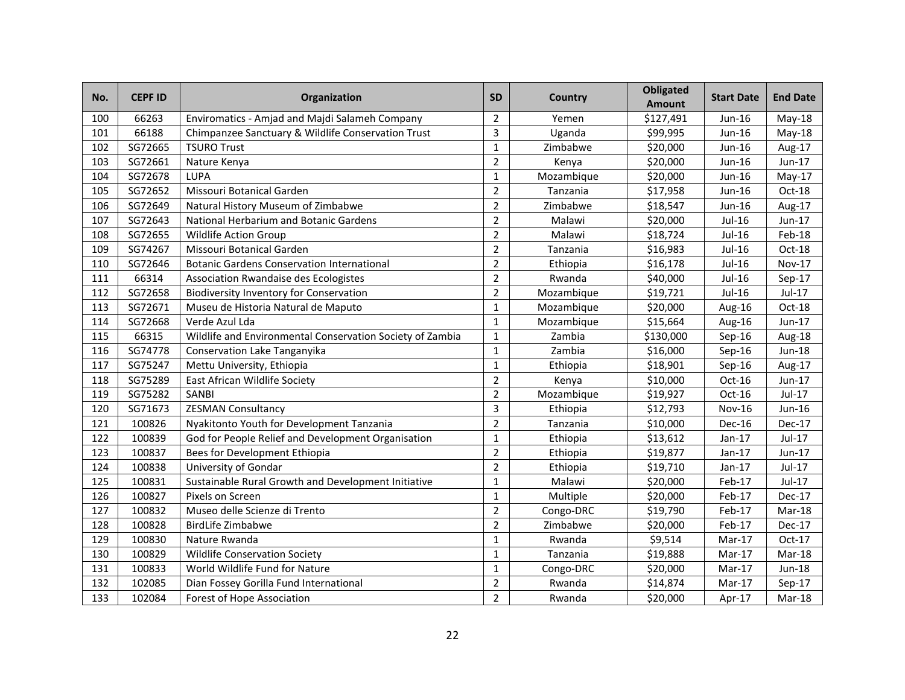| No. | CEPF ID | Organization | SD | Country | Obligated Amount | Start Date | End Date |
|---|---|---|---|---|---|---|---|
| 100 | 66263 | Enviromatics - Amjad and Majdi Salameh Company | 2 | Yemen | $127,491 | Jun-16 | May-18 |
| 101 | 66188 | Chimpanzee Sanctuary & Wildlife Conservation Trust | 3 | Uganda | $99,995 | Jun-16 | May-18 |
| 102 | SG72665 | TSURO Trust | 1 | Zimbabwe | $20,000 | Jun-16 | Aug-17 |
| 103 | SG72661 | Nature Kenya | 2 | Kenya | $20,000 | Jun-16 | Jun-17 |
| 104 | SG72678 | LUPA | 1 | Mozambique | $20,000 | Jun-16 | May-17 |
| 105 | SG72652 | Missouri Botanical Garden | 2 | Tanzania | $17,958 | Jun-16 | Oct-18 |
| 106 | SG72649 | Natural History Museum of Zimbabwe | 2 | Zimbabwe | $18,547 | Jun-16 | Aug-17 |
| 107 | SG72643 | National Herbarium and Botanic Gardens | 2 | Malawi | $20,000 | Jul-16 | Jun-17 |
| 108 | SG72655 | Wildlife Action Group | 2 | Malawi | $18,724 | Jul-16 | Feb-18 |
| 109 | SG74267 | Missouri Botanical Garden | 2 | Tanzania | $16,983 | Jul-16 | Oct-18 |
| 110 | SG72646 | Botanic Gardens Conservation International | 2 | Ethiopia | $16,178 | Jul-16 | Nov-17 |
| 111 | 66314 | Association Rwandaise des Ecologistes | 2 | Rwanda | $40,000 | Jul-16 | Sep-17 |
| 112 | SG72658 | Biodiversity Inventory for Conservation | 2 | Mozambique | $19,721 | Jul-16 | Jul-17 |
| 113 | SG72671 | Museu de Historia Natural de Maputo | 1 | Mozambique | $20,000 | Aug-16 | Oct-18 |
| 114 | SG72668 | Verde Azul Lda | 1 | Mozambique | $15,664 | Aug-16 | Jun-17 |
| 115 | 66315 | Wildlife and Environmental Conservation Society of Zambia | 1 | Zambia | $130,000 | Sep-16 | Aug-18 |
| 116 | SG74778 | Conservation Lake Tanganyika | 1 | Zambia | $16,000 | Sep-16 | Jun-18 |
| 117 | SG75247 | Mettu University, Ethiopia | 1 | Ethiopia | $18,901 | Sep-16 | Aug-17 |
| 118 | SG75289 | East African Wildlife Society | 2 | Kenya | $10,000 | Oct-16 | Jun-17 |
| 119 | SG75282 | SANBI | 2 | Mozambique | $19,927 | Oct-16 | Jul-17 |
| 120 | SG71673 | ZESMAN Consultancy | 3 | Ethiopia | $12,793 | Nov-16 | Jun-16 |
| 121 | 100826 | Nyakitonto Youth for Development Tanzania | 2 | Tanzania | $10,000 | Dec-16 | Dec-17 |
| 122 | 100839 | God for People Relief and Development Organisation | 1 | Ethiopia | $13,612 | Jan-17 | Jul-17 |
| 123 | 100837 | Bees for Development Ethiopia | 2 | Ethiopia | $19,877 | Jan-17 | Jun-17 |
| 124 | 100838 | University of Gondar | 2 | Ethiopia | $19,710 | Jan-17 | Jul-17 |
| 125 | 100831 | Sustainable Rural Growth and Development Initiative | 1 | Malawi | $20,000 | Feb-17 | Jul-17 |
| 126 | 100827 | Pixels on Screen | 1 | Multiple | $20,000 | Feb-17 | Dec-17 |
| 127 | 100832 | Museo delle Scienze di Trento | 2 | Congo-DRC | $19,790 | Feb-17 | Mar-18 |
| 128 | 100828 | BirdLife Zimbabwe | 2 | Zimbabwe | $20,000 | Feb-17 | Dec-17 |
| 129 | 100830 | Nature Rwanda | 1 | Rwanda | $9,514 | Mar-17 | Oct-17 |
| 130 | 100829 | Wildlife Conservation Society | 1 | Tanzania | $19,888 | Mar-17 | Mar-18 |
| 131 | 100833 | World Wildlife Fund for Nature | 1 | Congo-DRC | $20,000 | Mar-17 | Jun-18 |
| 132 | 102085 | Dian Fossey Gorilla Fund International | 2 | Rwanda | $14,874 | Mar-17 | Sep-17 |
| 133 | 102084 | Forest of Hope Association | 2 | Rwanda | $20,000 | Apr-17 | Mar-18 |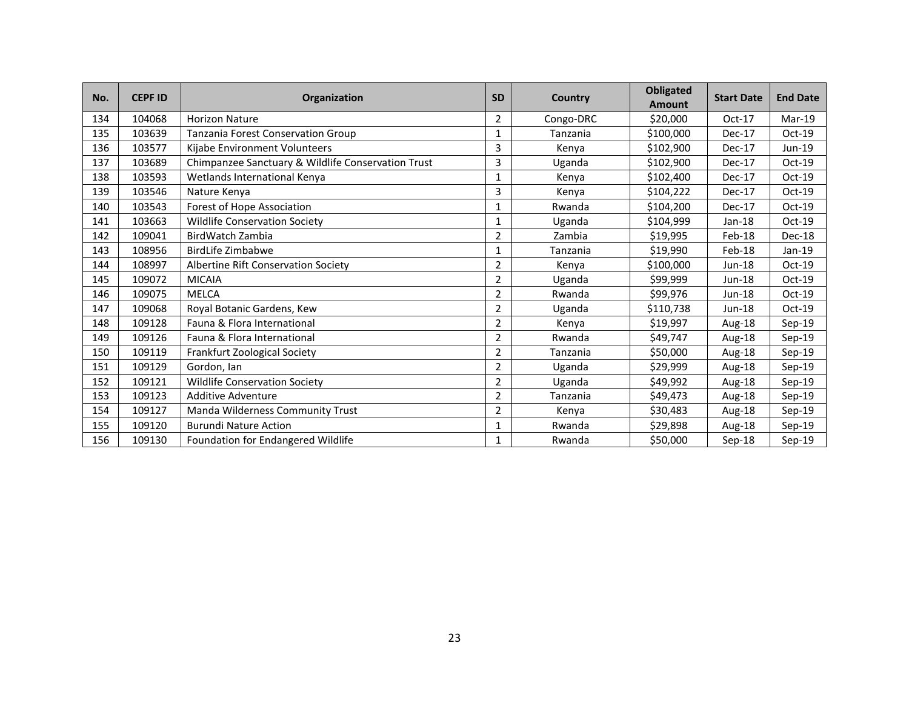| No. | CEPF ID | Organization | SD | Country | Obligated Amount | Start Date | End Date |
|---|---|---|---|---|---|---|---|
| 134 | 104068 | Horizon Nature | 2 | Congo-DRC | $20,000 | Oct-17 | Mar-19 |
| 135 | 103639 | Tanzania Forest Conservation Group | 1 | Tanzania | $100,000 | Dec-17 | Oct-19 |
| 136 | 103577 | Kijabe Environment Volunteers | 3 | Kenya | $102,900 | Dec-17 | Jun-19 |
| 137 | 103689 | Chimpanzee Sanctuary & Wildlife Conservation Trust | 3 | Uganda | $102,900 | Dec-17 | Oct-19 |
| 138 | 103593 | Wetlands International Kenya | 1 | Kenya | $102,400 | Dec-17 | Oct-19 |
| 139 | 103546 | Nature Kenya | 3 | Kenya | $104,222 | Dec-17 | Oct-19 |
| 140 | 103543 | Forest of Hope Association | 1 | Rwanda | $104,200 | Dec-17 | Oct-19 |
| 141 | 103663 | Wildlife Conservation Society | 1 | Uganda | $104,999 | Jan-18 | Oct-19 |
| 142 | 109041 | BirdWatch Zambia | 2 | Zambia | $19,995 | Feb-18 | Dec-18 |
| 143 | 108956 | BirdLife Zimbabwe | 1 | Tanzania | $19,990 | Feb-18 | Jan-19 |
| 144 | 108997 | Albertine Rift Conservation Society | 2 | Kenya | $100,000 | Jun-18 | Oct-19 |
| 145 | 109072 | MICAIA | 2 | Uganda | $99,999 | Jun-18 | Oct-19 |
| 146 | 109075 | MELCA | 2 | Rwanda | $99,976 | Jun-18 | Oct-19 |
| 147 | 109068 | Royal Botanic Gardens, Kew | 2 | Uganda | $110,738 | Jun-18 | Oct-19 |
| 148 | 109128 | Fauna & Flora International | 2 | Kenya | $19,997 | Aug-18 | Sep-19 |
| 149 | 109126 | Fauna & Flora International | 2 | Rwanda | $49,747 | Aug-18 | Sep-19 |
| 150 | 109119 | Frankfurt Zoological Society | 2 | Tanzania | $50,000 | Aug-18 | Sep-19 |
| 151 | 109129 | Gordon, Ian | 2 | Uganda | $29,999 | Aug-18 | Sep-19 |
| 152 | 109121 | Wildlife Conservation Society | 2 | Uganda | $49,992 | Aug-18 | Sep-19 |
| 153 | 109123 | Additive Adventure | 2 | Tanzania | $49,473 | Aug-18 | Sep-19 |
| 154 | 109127 | Manda Wilderness Community Trust | 2 | Kenya | $30,483 | Aug-18 | Sep-19 |
| 155 | 109120 | Burundi Nature Action | 1 | Rwanda | $29,898 | Aug-18 | Sep-19 |
| 156 | 109130 | Foundation for Endangered Wildlife | 1 | Rwanda | $50,000 | Sep-18 | Sep-19 |